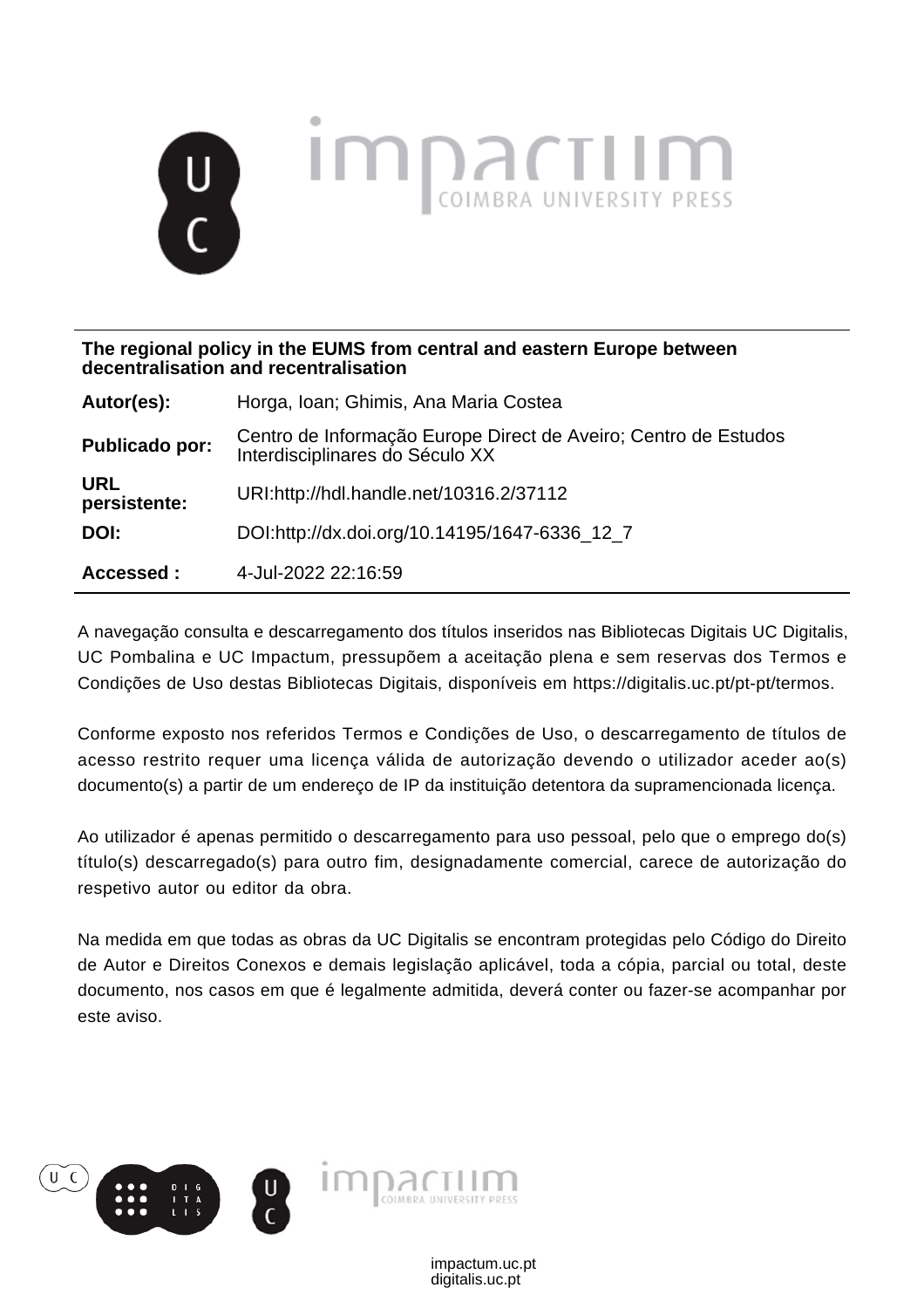**The regional policy in the EUMS from central and eastern Europe between decentralisation and recentralisation**

| | |
|---|---|
| **Autor(es):** | Horga, Ioan; Ghimis, Ana Maria Costea |
| **Publicado por:** | Centro de Informação Europe Direct de Aveiro; Centro de Estudos Interdisciplinares do Século XX |
| **URL persistente:** | URI:http://hdl.handle.net/10316.2/37112 |
| **DOI:** | DOI:http://dx.doi.org/10.14195/1647-6336_12_7 |
| **Accessed :** | 4-Jul-2022 22:16:59 |

A navegação consulta e descarregamento dos títulos inseridos nas Bibliotecas Digitais UC Digitalis, UC Pombalina e UC Impactum, pressupõem a aceitação plena e sem reservas dos Termos e Condições de Uso destas Bibliotecas Digitais, disponíveis em https://digitalis.uc.pt/pt-pt/termos.

Conforme exposto nos referidos Termos e Condições de Uso, o descarregamento de títulos de acesso restrito requer uma licença válida de autorização devendo o utilizador aceder ao(s) documento(s) a partir de um endereço de IP da instituição detentora da supramencionada licença.

Ao utilizador é apenas permitido o descarregamento para uso pessoal, pelo que o emprego do(s) título(s) descarregado(s) para outro fim, designadamente comercial, carece de autorização do respetivo autor ou editor da obra.

Na medida em que todas as obras da UC Digitalis se encontram protegidas pelo Código do Direito de Autor e Direitos Conexos e demais legislação aplicável, toda a cópia, parcial ou total, deste documento, nos casos em que é legalmente admitida, deverá conter ou fazer-se acompanhar por este aviso.

impactum.uc.pt
digitalis.uc.pt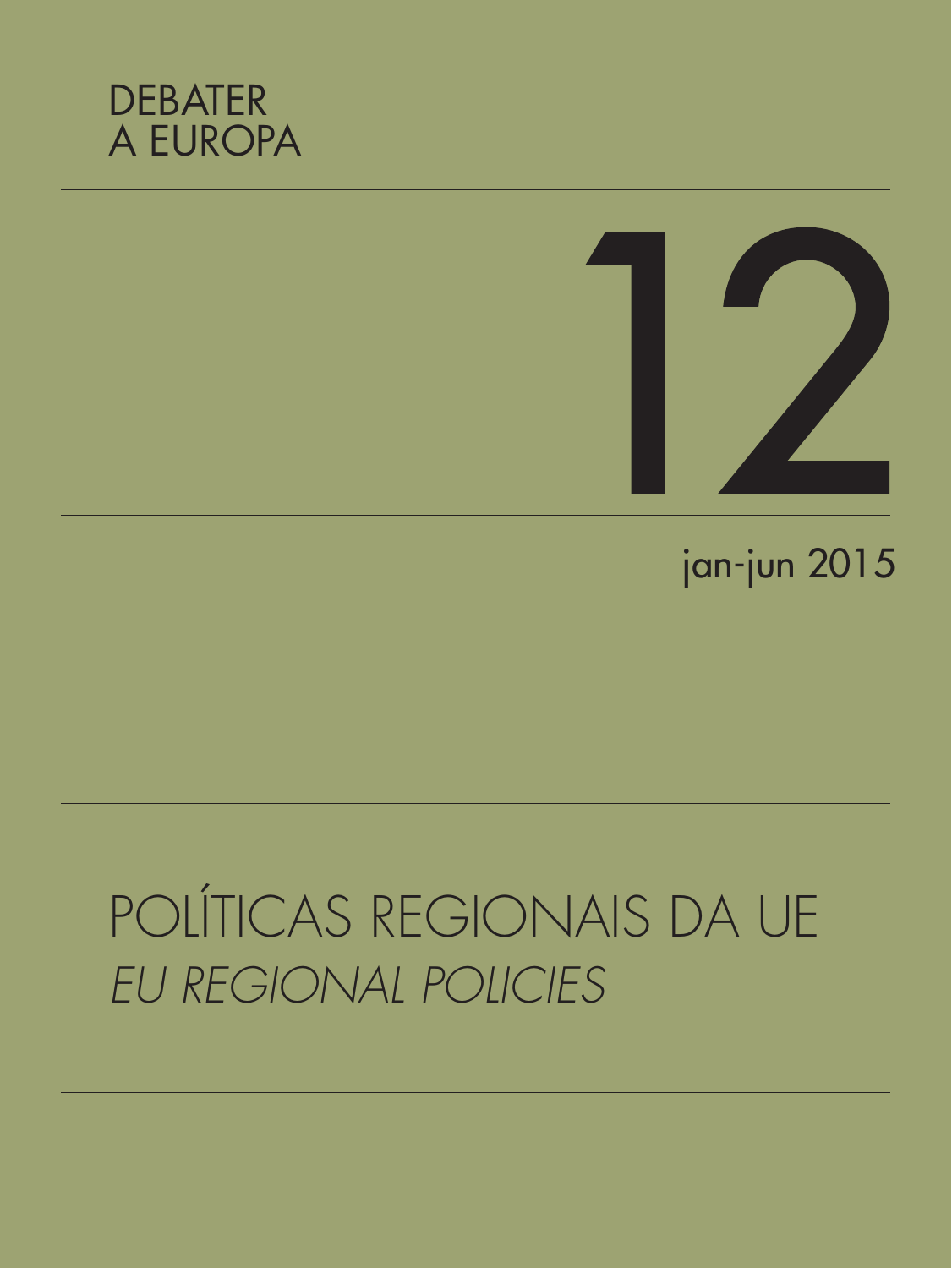DEBATER
A EUROPA

# 12

jan-jun 2015

# POLÍTICAS REGIONAIS DA UE

*EU REGIONAL POLICIES*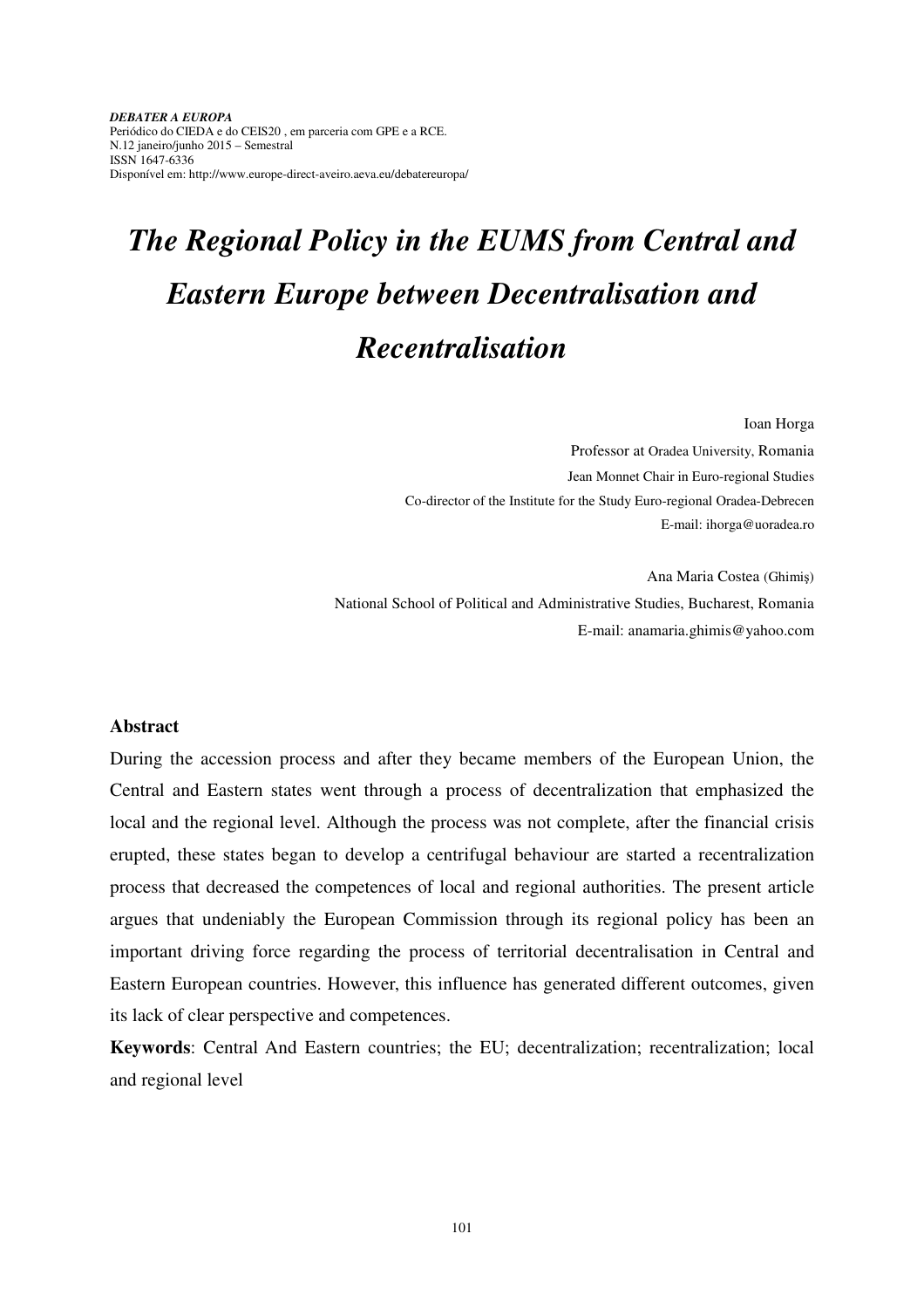*DEBATER A EUROPA*
Periódico do CIEDA e do CEIS20 , em parceria com GPE e a RCE.
N.12 janeiro/junho 2015 – Semestral
ISSN 1647-6336
Disponível em: http://www.europe-direct-aveiro.aeva.eu/debatereuropa/

# *The Regional Policy in the EUMS from Central and Eastern Europe between Decentralisation and Recentralisation*

Ioan Horga
Professor at Oradea University, Romania
Jean Monnet Chair in Euro-regional Studies
Co-director of the Institute for the Study Euro-regional Oradea-Debrecen
E-mail: ihorga@uoradea.ro

Ana Maria Costea (Ghimiş)
National School of Political and Administrative Studies, Bucharest, Romania
E-mail: anamaria.ghimis@yahoo.com

**Abstract**

During the accession process and after they became members of the European Union, the Central and Eastern states went through a process of decentralization that emphasized the local and the regional level. Although the process was not complete, after the financial crisis erupted, these states began to develop a centrifugal behaviour are started a recentralization process that decreased the competences of local and regional authorities. The present article argues that undeniably the European Commission through its regional policy has been an important driving force regarding the process of territorial decentralisation in Central and Eastern European countries. However, this influence has generated different outcomes, given its lack of clear perspective and competences.

**Keywords**: Central And Eastern countries; the EU; decentralization; recentralization; local and regional level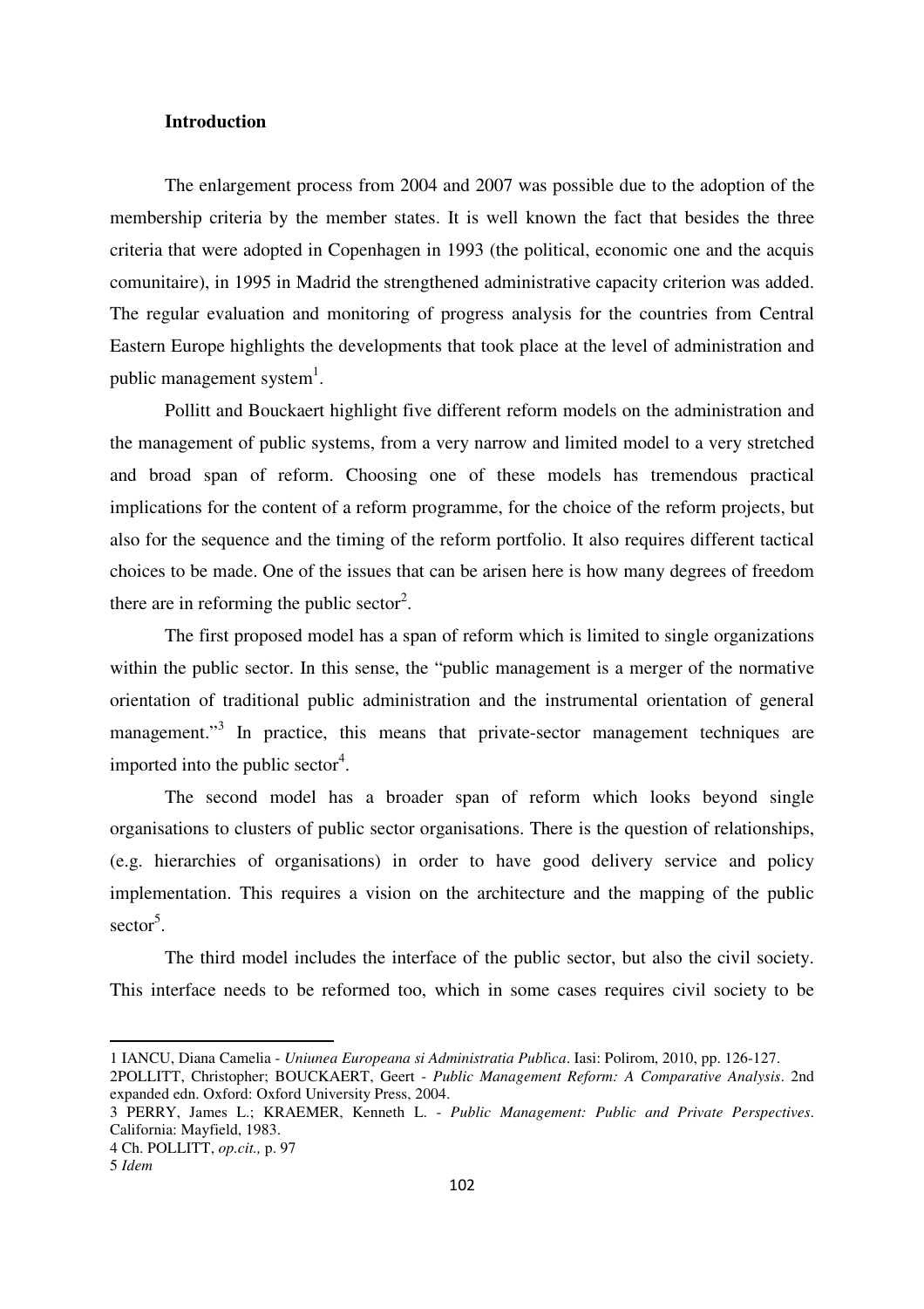## Introduction

The enlargement process from 2004 and 2007 was possible due to the adoption of the membership criteria by the member states. It is well known the fact that besides the three criteria that were adopted in Copenhagen in 1993 (the political, economic one and the acquis comunitaire), in 1995 in Madrid the strengthened administrative capacity criterion was added. The regular evaluation and monitoring of progress analysis for the countries from Central Eastern Europe highlights the developments that took place at the level of administration and public management system[1].

Pollitt and Bouckaert highlight five different reform models on the administration and the management of public systems, from a very narrow and limited model to a very stretched and broad span of reform. Choosing one of these models has tremendous practical implications for the content of a reform programme, for the choice of the reform projects, but also for the sequence and the timing of the reform portfolio. It also requires different tactical choices to be made. One of the issues that can be arisen here is how many degrees of freedom there are in reforming the public sector[2].

The first proposed model has a span of reform which is limited to single organizations within the public sector. In this sense, the "public management is a merger of the normative orientation of traditional public administration and the instrumental orientation of general management."[3] In practice, this means that private-sector management techniques are imported into the public sector[4].

The second model has a broader span of reform which looks beyond single organisations to clusters of public sector organisations. There is the question of relationships, (e.g. hierarchies of organisations) in order to have good delivery service and policy implementation. This requires a vision on the architecture and the mapping of the public sector[5].

The third model includes the interface of the public sector, but also the civil society. This interface needs to be reformed too, which in some cases requires civil society to be

---

1 IANCU, Diana Camelia - *Uniunea Europeana si Administratia Publica*. Iasi: Polirom, 2010, pp. 126-127.

2POLLITT, Christopher; BOUCKAERT, Geert - *Public Management Reform: A Comparative Analysis*. 2nd expanded edn. Oxford: Oxford University Press, 2004.

3 PERRY, James L.; KRAEMER, Kenneth L. - *Public Management: Public and Private Perspectives*. California: Mayfield, 1983.

4 Ch. POLLITT, *op.cit.,* p. 97

5 *Idem*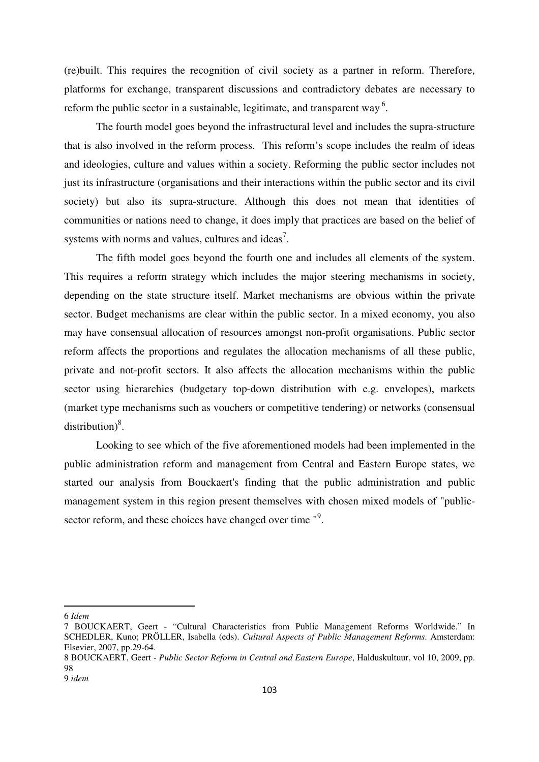(re)built. This requires the recognition of civil society as a partner in reform. Therefore, platforms for exchange, transparent discussions and contradictory debates are necessary to reform the public sector in a sustainable, legitimate, and transparent way [6].

The fourth model goes beyond the infrastructural level and includes the supra-structure that is also involved in the reform process. This reform's scope includes the realm of ideas and ideologies, culture and values within a society. Reforming the public sector includes not just its infrastructure (organisations and their interactions within the public sector and its civil society) but also its supra-structure. Although this does not mean that identities of communities or nations need to change, it does imply that practices are based on the belief of systems with norms and values, cultures and ideas [7].

The fifth model goes beyond the fourth one and includes all elements of the system. This requires a reform strategy which includes the major steering mechanisms in society, depending on the state structure itself. Market mechanisms are obvious within the private sector. Budget mechanisms are clear within the public sector. In a mixed economy, you also may have consensual allocation of resources amongst non-profit organisations. Public sector reform affects the proportions and regulates the allocation mechanisms of all these public, private and not-profit sectors. It also affects the allocation mechanisms within the public sector using hierarchies (budgetary top-down distribution with e.g. envelopes), markets (market type mechanisms such as vouchers or competitive tendering) or networks (consensual distribution) [8].

Looking to see which of the five aforementioned models had been implemented in the public administration reform and management from Central and Eastern Europe states, we started our analysis from Bouckaert's finding that the public administration and public management system in this region present themselves with chosen mixed models of "public-sector reform, and these choices have changed over time " [9].

---

6 *Idem*

7 BOUCKAERT, Geert - "Cultural Characteristics from Public Management Reforms Worldwide." In SCHEDLER, Kuno; PRÖLLER, Isabella (eds). *Cultural Aspects of Public Management Reforms*. Amsterdam: Elsevier, 2007, pp.29-64.

8 BOUCKAERT, Geert - *Public Sector Reform in Central and Eastern Europe*, Halduskultuur, vol 10, 2009, pp. 98

9 *idem*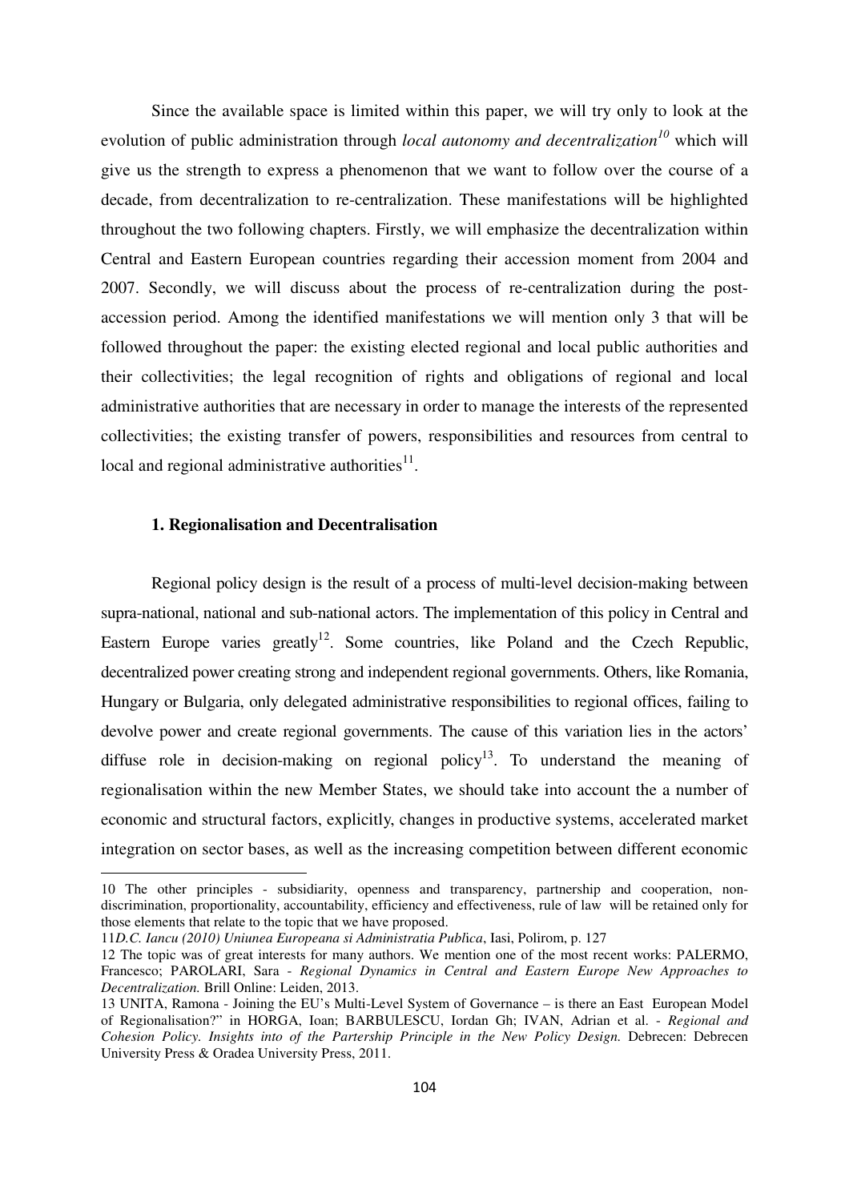Since the available space is limited within this paper, we will try only to look at the evolution of public administration through *local autonomy and decentralization*[10] which will give us the strength to express a phenomenon that we want to follow over the course of a decade, from decentralization to re-centralization. These manifestations will be highlighted throughout the two following chapters. Firstly, we will emphasize the decentralization within Central and Eastern European countries regarding their accession moment from 2004 and 2007. Secondly, we will discuss about the process of re-centralization during the post-accession period. Among the identified manifestations we will mention only 3 that will be followed throughout the paper: the existing elected regional and local public authorities and their collectivities; the legal recognition of rights and obligations of regional and local administrative authorities that are necessary in order to manage the interests of the represented collectivities; the existing transfer of powers, responsibilities and resources from central to local and regional administrative authorities[11].

### 1. Regionalisation and Decentralisation

Regional policy design is the result of a process of multi-level decision-making between supra-national, national and sub-national actors. The implementation of this policy in Central and Eastern Europe varies greatly[12]. Some countries, like Poland and the Czech Republic, decentralized power creating strong and independent regional governments. Others, like Romania, Hungary or Bulgaria, only delegated administrative responsibilities to regional offices, failing to devolve power and create regional governments. The cause of this variation lies in the actors' diffuse role in decision-making on regional policy[13]. To understand the meaning of regionalisation within the new Member States, we should take into account the a number of economic and structural factors, explicitly, changes in productive systems, accelerated market integration on sector bases, as well as the increasing competition between different economic

---

10 The other principles - subsidiarity, openness and transparency, partnership and cooperation, non-discrimination, proportionality, accountability, efficiency and effectiveness, rule of law will be retained only for those elements that relate to the topic that we have proposed.

11 *D.C. Iancu (2010) Uniunea Europeana si Administratia Publica*, Iasi, Polirom, p. 127

12 The topic was of great interests for many authors. We mention one of the most recent works: PALERMO, Francesco; PAROLARI, Sara - *Regional Dynamics in Central and Eastern Europe New Approaches to Decentralization.* Brill Online: Leiden, 2013.

13 UNITA, Ramona - Joining the EU's Multi-Level System of Governance – is there an East European Model of Regionalisation?" in HORGA, Ioan; BARBULESCU, Iordan Gh; IVAN, Adrian et al. - *Regional and Cohesion Policy. Insights into of the Partership Principle in the New Policy Design.* Debrecen: Debrecen University Press & Oradea University Press, 2011.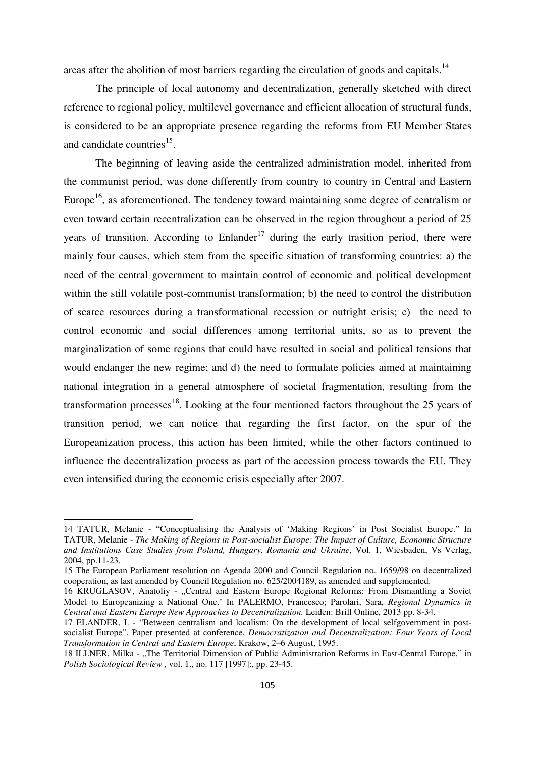areas after the abolition of most barriers regarding the circulation of goods and capitals.[14]

The principle of local autonomy and decentralization, generally sketched with direct reference to regional policy, multilevel governance and efficient allocation of structural funds, is considered to be an appropriate presence regarding the reforms from EU Member States and candidate countries[15].

The beginning of leaving aside the centralized administration model, inherited from the communist period, was done differently from country to country in Central and Eastern Europe[16], as aforementioned. The tendency toward maintaining some degree of centralism or even toward certain recentralization can be observed in the region throughout a period of 25 years of transition. According to Enlander[17] during the early trasition period, there were mainly four causes, which stem from the specific situation of transforming countries: a) the need of the central government to maintain control of economic and political development within the still volatile post-communist transformation; b) the need to control the distribution of scarce resources during a transformational recession or outright crisis; c) the need to control economic and social differences among territorial units, so as to prevent the marginalization of some regions that could have resulted in social and political tensions that would endanger the new regime; and d) the need to formulate policies aimed at maintaining national integration in a general atmosphere of societal fragmentation, resulting from the transformation processes[18]. Looking at the four mentioned factors throughout the 25 years of transition period, we can notice that regarding the first factor, on the spur of the Europeanization process, this action has been limited, while the other factors continued to influence the decentralization process as part of the accession process towards the EU. They even intensified during the economic crisis especially after 2007.

---

14 TATUR, Melanie - "Conceptualising the Analysis of 'Making Regions' in Post Socialist Europe." In TATUR, Melanie - *The Making of Regions in Post-socialist Europe: The Impact of Culture, Economic Structure and Institutions Case Studies from Poland, Hungary, Romania and Ukraine*, Vol. 1, Wiesbaden, Vs Verlag, 2004, pp.11-23.

15 The European Parliament resolution on Agenda 2000 and Council Regulation no. 1659/98 on decentralized cooperation, as last amended by Council Regulation no. 625/2004189, as amended and supplemented.

16 KRUGLASOV, Anatoliy - „Central and Eastern Europe Regional Reforms: From Dismantling a Soviet Model to Europeanizing a National One.' In PALERMO, Francesco; Parolari, Sara, *Regional Dynamics in Central and Eastern Europe New Approaches to Decentralization.* Leiden: Brill Online, 2013 pp. 8-34.

17 ELANDER, I. - "Between centralism and localism: On the development of local selfgovernment in post-socialist Europe". Paper presented at conference, *Democratization and Decentralization: Four Years of Local Transformation in Central and Eastern Europe*, Krakow, 2–6 August, 1995.

18 ILLNER, Milka - „The Territorial Dimension of Public Administration Reforms in East-Central Europe," in *Polish Sociological Review* , vol. 1., no. 117 [1997]:, pp. 23-45.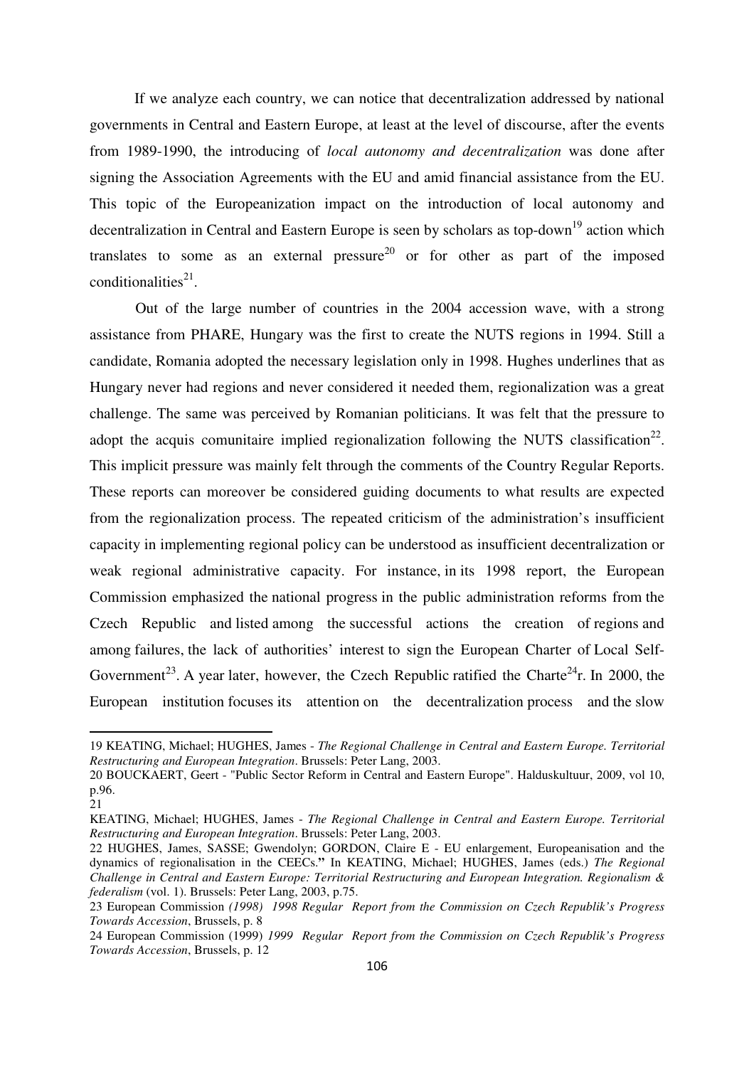If we analyze each country, we can notice that decentralization addressed by national governments in Central and Eastern Europe, at least at the level of discourse, after the events from 1989-1990, the introducing of *local autonomy and decentralization* was done after signing the Association Agreements with the EU and amid financial assistance from the EU. This topic of the Europeanization impact on the introduction of local autonomy and decentralization in Central and Eastern Europe is seen by scholars as top-down[19] action which translates to some as an external pressure[20] or for other as part of the imposed conditionalities[21].

Out of the large number of countries in the 2004 accession wave, with a strong assistance from PHARE, Hungary was the first to create the NUTS regions in 1994. Still a candidate, Romania adopted the necessary legislation only in 1998. Hughes underlines that as Hungary never had regions and never considered it needed them, regionalization was a great challenge. The same was perceived by Romanian politicians. It was felt that the pressure to adopt the acquis comunitaire implied regionalization following the NUTS classification[22]. This implicit pressure was mainly felt through the comments of the Country Regular Reports. These reports can moreover be considered guiding documents to what results are expected from the regionalization process. The repeated criticism of the administration's insufficient capacity in implementing regional policy can be understood as insufficient decentralization or weak regional administrative capacity. For instance, in its 1998 report, the European Commission emphasized the national progress in the public administration reforms from the Czech Republic and listed among the successful actions the creation of regions and among failures, the lack of authorities' interest to sign the European Charter of Local Self-Government[23]. A year later, however, the Czech Republic ratified the Charte[24]r. In 2000, the European institution focuses its attention on the decentralization process and the slow

---

19 KEATING, Michael; HUGHES, James - *The Regional Challenge in Central and Eastern Europe. Territorial Restructuring and European Integration*. Brussels: Peter Lang, 2003.

20 BOUCKAERT, Geert - "Public Sector Reform in Central and Eastern Europe". Halduskultuur, 2009, vol 10, p.96.

21 KEATING, Michael; HUGHES, James - *The Regional Challenge in Central and Eastern Europe. Territorial Restructuring and European Integration*. Brussels: Peter Lang, 2003.

22 HUGHES, James, SASSE; Gwendolyn; GORDON, Claire E - EU enlargement, Europeanisation and the dynamics of regionalisation in the CEECs.**"** In KEATING, Michael; HUGHES, James (eds.) *The Regional Challenge in Central and Eastern Europe: Territorial Restructuring and European Integration. Regionalism & federalism* (vol. 1). Brussels: Peter Lang, 2003, p.75.

23 European Commission *(1998) 1998 Regular Report from the Commission on Czech Republik's Progress Towards Accession*, Brussels, p. 8

24 European Commission (1999) *1999 Regular Report from the Commission on Czech Republik's Progress Towards Accession*, Brussels, p. 12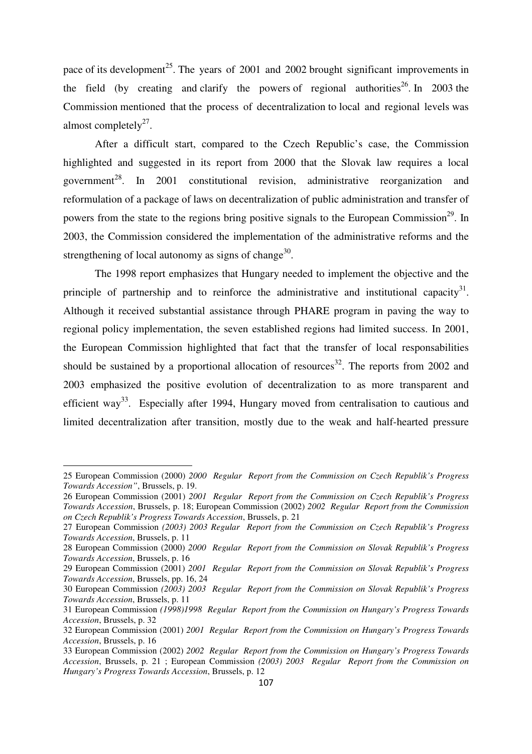pace of its development[25]. The years of 2001 and 2002 brought significant improvements in the field (by creating and clarify the powers of regional authorities[26]. In 2003 the Commission mentioned that the process of decentralization to local and regional levels was almost completely[27].

After a difficult start, compared to the Czech Republic's case, the Commission highlighted and suggested in its report from 2000 that the Slovak law requires a local government[28]. In 2001 constitutional revision, administrative reorganization and reformulation of a package of laws on decentralization of public administration and transfer of powers from the state to the regions bring positive signals to the European Commission[29]. In 2003, the Commission considered the implementation of the administrative reforms and the strengthening of local autonomy as signs of change[30].

The 1998 report emphasizes that Hungary needed to implement the objective and the principle of partnership and to reinforce the administrative and institutional capacity[31]. Although it received substantial assistance through PHARE program in paving the way to regional policy implementation, the seven established regions had limited success. In 2001, the European Commission highlighted that fact that the transfer of local responsabilities should be sustained by a proportional allocation of resources[32]. The reports from 2002 and 2003 emphasized the positive evolution of decentralization to as more transparent and efficient way[33]. Especially after 1994, Hungary moved from centralisation to cautious and limited decentralization after transition, mostly due to the weak and half-hearted pressure

---

25 European Commission (2000) *2000 Regular Report from the Commission on Czech Republik's Progress Towards Accession"*, Brussels, p. 19.

26 European Commission (2001) *2001 Regular Report from the Commission on Czech Republik's Progress Towards Accession*, Brussels, p. 18; European Commission (2002) *2002 Regular Report from the Commission on Czech Republik's Progress Towards Accession*, Brussels, p. 21

27 European Commission *(2003) 2003 Regular Report from the Commission on Czech Republik's Progress Towards Accession*, Brussels, p. 11

28 European Commission (2000) *2000 Regular Report from the Commission on Slovak Republik's Progress Towards Accession*, Brussels, p. 16

29 European Commission (2001) *2001 Regular Report from the Commission on Slovak Republik's Progress Towards Accession*, Brussels, pp. 16, 24

30 European Commission *(2003) 2003 Regular Report from the Commission on Slovak Republik's Progress Towards Accession*, Brussels, p. 11

31 European Commission *(1998)1998 Regular Report from the Commission on Hungary's Progress Towards Accession*, Brussels, p. 32

32 European Commission (2001) *2001 Regular Report from the Commission on Hungary's Progress Towards Accession*, Brussels, p. 16

33 European Commission (2002) *2002 Regular Report from the Commission on Hungary's Progress Towards Accession*, Brussels, p. 21 ; European Commission *(2003) 2003 Regular Report from the Commission on Hungary's Progress Towards Accession*, Brussels, p. 12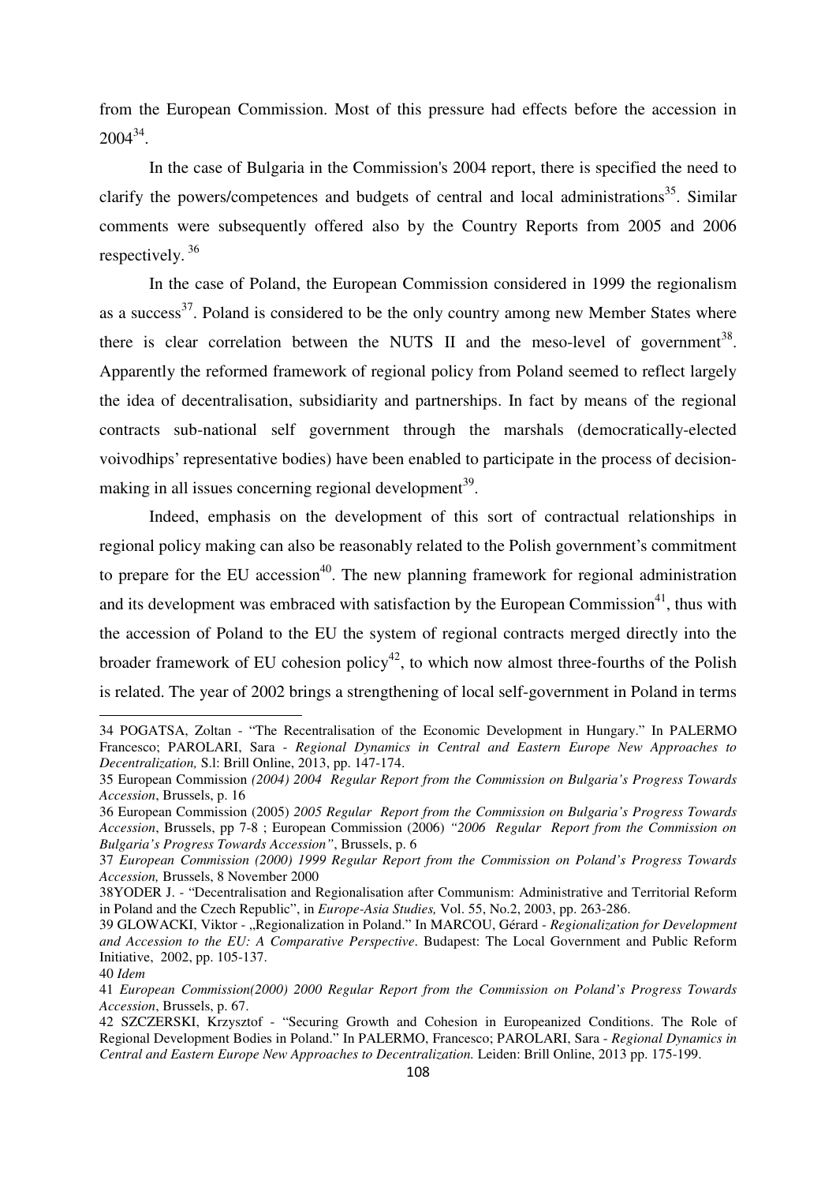from the European Commission. Most of this pressure had effects before the accession in 2004[34].

In the case of Bulgaria in the Commission's 2004 report, there is specified the need to clarify the powers/competences and budgets of central and local administrations[35]. Similar comments were subsequently offered also by the Country Reports from 2005 and 2006 respectively.[36]

In the case of Poland, the European Commission considered in 1999 the regionalism as a success[37]. Poland is considered to be the only country among new Member States where there is clear correlation between the NUTS II and the meso-level of government[38]. Apparently the reformed framework of regional policy from Poland seemed to reflect largely the idea of decentralisation, subsidiarity and partnerships. In fact by means of the regional contracts sub-national self government through the marshals (democratically-elected voivodhips' representative bodies) have been enabled to participate in the process of decision-making in all issues concerning regional development[39].

Indeed, emphasis on the development of this sort of contractual relationships in regional policy making can also be reasonably related to the Polish government's commitment to prepare for the EU accession[40]. The new planning framework for regional administration and its development was embraced with satisfaction by the European Commission[41], thus with the accession of Poland to the EU the system of regional contracts merged directly into the broader framework of EU cohesion policy[42], to which now almost three-fourths of the Polish is related. The year of 2002 brings a strengthening of local self-government in Poland in terms

---

34 POGATSA, Zoltan - "The Recentralisation of the Economic Development in Hungary." In PALERMO Francesco; PAROLARI, Sara - *Regional Dynamics in Central and Eastern Europe New Approaches to Decentralization,* S.l: Brill Online, 2013, pp. 147-174.

35 European Commission *(2004) 2004 Regular Report from the Commission on Bulgaria's Progress Towards Accession*, Brussels, p. 16

36 European Commission (2005) *2005 Regular Report from the Commission on Bulgaria's Progress Towards Accession*, Brussels, pp 7-8 ; European Commission (2006) *"2006 Regular Report from the Commission on Bulgaria's Progress Towards Accession"*, Brussels, p. 6

37 *European Commission (2000) 1999 Regular Report from the Commission on Poland's Progress Towards Accession,* Brussels, 8 November 2000

38YODER J. - "Decentralisation and Regionalisation after Communism: Administrative and Territorial Reform in Poland and the Czech Republic", in *Europe-Asia Studies,* Vol. 55, No.2, 2003, pp. 263-286.

39 GLOWACKI, Viktor - „Regionalization in Poland." In MARCOU, Gérard - *Regionalization for Development and Accession to the EU: A Comparative Perspective*. Budapest: The Local Government and Public Reform Initiative, 2002, pp. 105-137.

40 *Idem*

41 *European Commission(2000) 2000 Regular Report from the Commission on Poland's Progress Towards Accession*, Brussels, p. 67.

42 SZCZERSKI, Krzysztof - "Securing Growth and Cohesion in Europeanized Conditions. The Role of Regional Development Bodies in Poland." In PALERMO, Francesco; PAROLARI, Sara - *Regional Dynamics in Central and Eastern Europe New Approaches to Decentralization.* Leiden: Brill Online, 2013 pp. 175-199.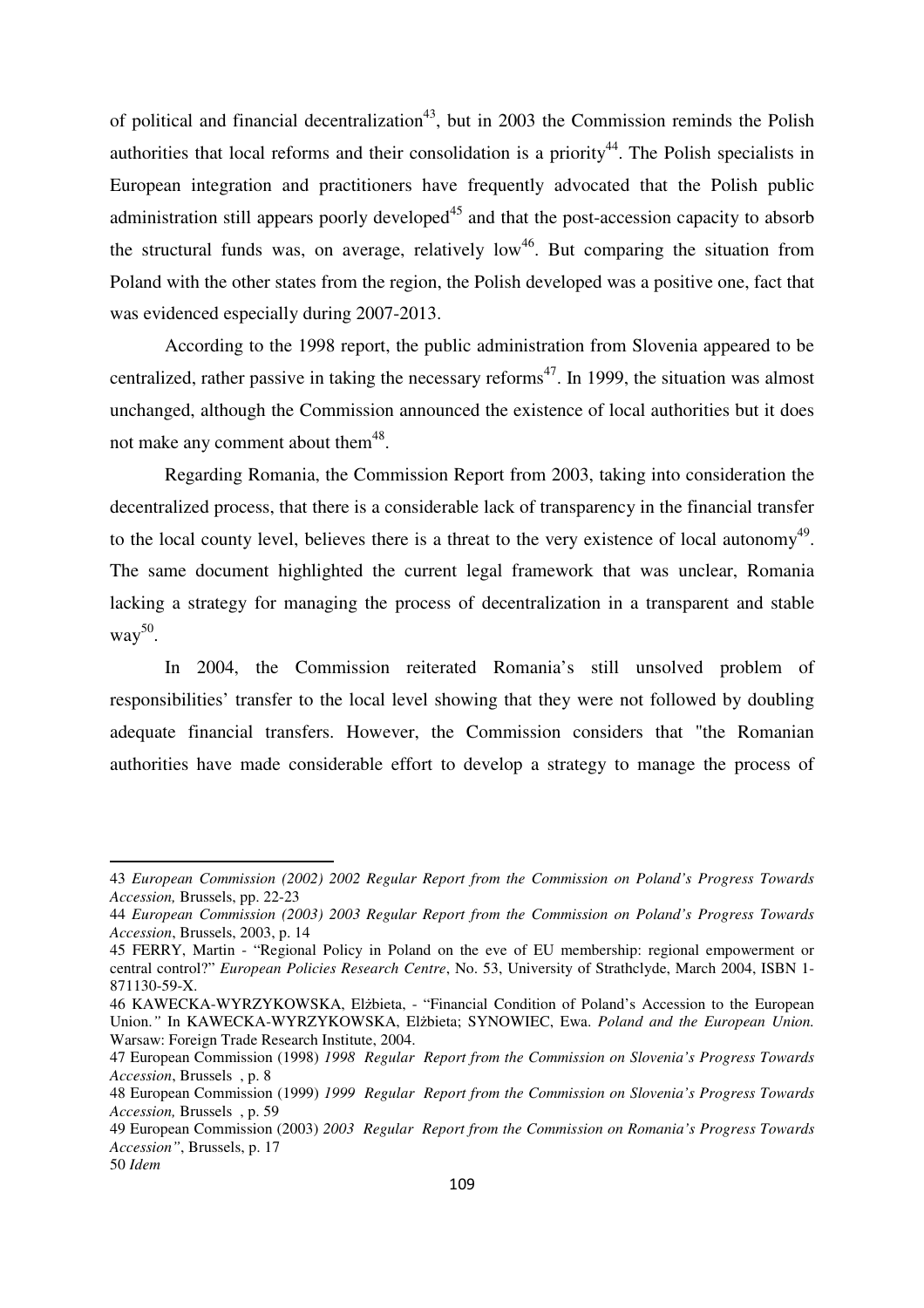of political and financial decentralization[43], but in 2003 the Commission reminds the Polish authorities that local reforms and their consolidation is a priority[44]. The Polish specialists in European integration and practitioners have frequently advocated that the Polish public administration still appears poorly developed[45] and that the post-accession capacity to absorb the structural funds was, on average, relatively low[46]. But comparing the situation from Poland with the other states from the region, the Polish developed was a positive one, fact that was evidenced especially during 2007-2013.

According to the 1998 report, the public administration from Slovenia appeared to be centralized, rather passive in taking the necessary reforms[47]. In 1999, the situation was almost unchanged, although the Commission announced the existence of local authorities but it does not make any comment about them[48].

Regarding Romania, the Commission Report from 2003, taking into consideration the decentralized process, that there is a considerable lack of transparency in the financial transfer to the local county level, believes there is a threat to the very existence of local autonomy[49]. The same document highlighted the current legal framework that was unclear, Romania lacking a strategy for managing the process of decentralization in a transparent and stable way[50].

In 2004, the Commission reiterated Romania's still unsolved problem of responsibilities' transfer to the local level showing that they were not followed by doubling adequate financial transfers. However, the Commission considers that "the Romanian authorities have made considerable effort to develop a strategy to manage the process of

---

43 *European Commission (2002) 2002 Regular Report from the Commission on Poland's Progress Towards Accession,* Brussels, pp. 22-23

44 *European Commission (2003) 2003 Regular Report from the Commission on Poland's Progress Towards Accession*, Brussels, 2003, p. 14

45 FERRY, Martin - "Regional Policy in Poland on the eve of EU membership: regional empowerment or central control?" *European Policies Research Centre*, No. 53, University of Strathclyde, March 2004, ISBN 1-871130-59-X.

46 KAWECKA-WYRZYKOWSKA, Elżbieta, - "Financial Condition of Poland's Accession to the European Union.*"* In KAWECKA-WYRZYKOWSKA, Elżbieta; SYNOWIEC, Ewa. *Poland and the European Union.* Warsaw: Foreign Trade Research Institute, 2004.

47 European Commission (1998) *1998 Regular Report from the Commission on Slovenia's Progress Towards Accession*, Brussels , p. 8

48 European Commission (1999) *1999 Regular Report from the Commission on Slovenia's Progress Towards Accession,* Brussels , p. 59

49 European Commission (2003) *2003 Regular Report from the Commission on Romania's Progress Towards Accession"*, Brussels, p. 17

50 *Idem*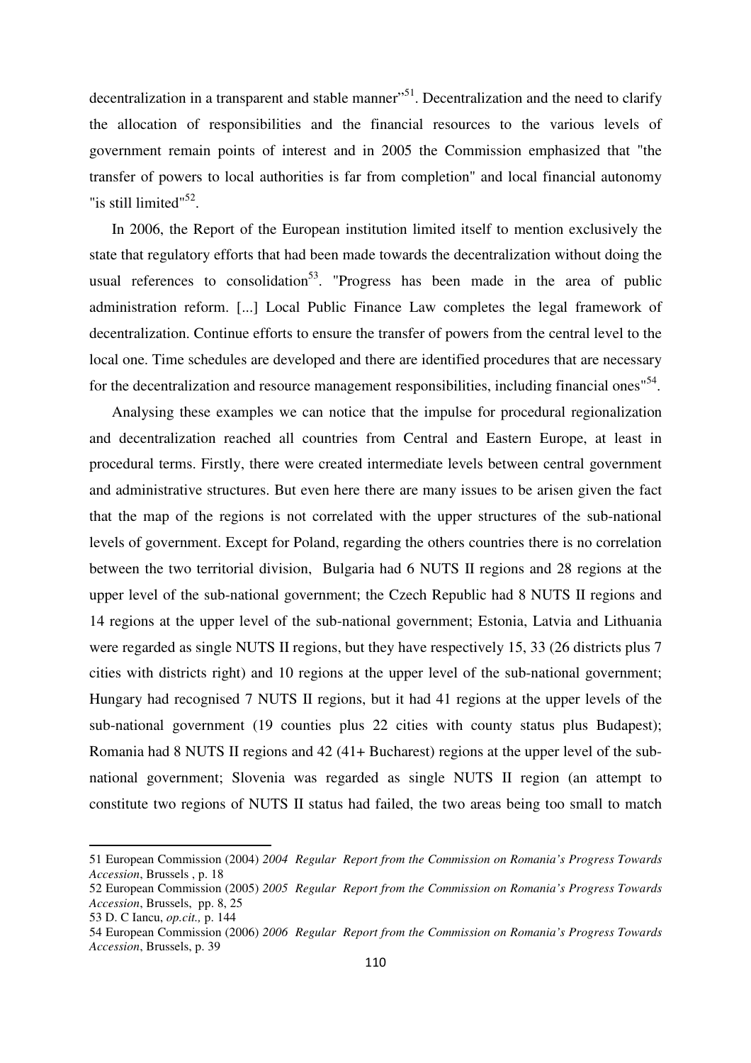decentralization in a transparent and stable manner"[51]. Decentralization and the need to clarify the allocation of responsibilities and the financial resources to the various levels of government remain points of interest and in 2005 the Commission emphasized that "the transfer of powers to local authorities is far from completion" and local financial autonomy "is still limited"[52].

In 2006, the Report of the European institution limited itself to mention exclusively the state that regulatory efforts that had been made towards the decentralization without doing the usual references to consolidation[53]. "Progress has been made in the area of public administration reform. [...] Local Public Finance Law completes the legal framework of decentralization. Continue efforts to ensure the transfer of powers from the central level to the local one. Time schedules are developed and there are identified procedures that are necessary for the decentralization and resource management responsibilities, including financial ones"[54].

Analysing these examples we can notice that the impulse for procedural regionalization and decentralization reached all countries from Central and Eastern Europe, at least in procedural terms. Firstly, there were created intermediate levels between central government and administrative structures. But even here there are many issues to be arisen given the fact that the map of the regions is not correlated with the upper structures of the sub-national levels of government. Except for Poland, regarding the others countries there is no correlation between the two territorial division, Bulgaria had 6 NUTS II regions and 28 regions at the upper level of the sub-national government; the Czech Republic had 8 NUTS II regions and 14 regions at the upper level of the sub-national government; Estonia, Latvia and Lithuania were regarded as single NUTS II regions, but they have respectively 15, 33 (26 districts plus 7 cities with districts right) and 10 regions at the upper level of the sub-national government; Hungary had recognised 7 NUTS II regions, but it had 41 regions at the upper levels of the sub-national government (19 counties plus 22 cities with county status plus Budapest); Romania had 8 NUTS II regions and 42 (41+ Bucharest) regions at the upper level of the sub-national government; Slovenia was regarded as single NUTS II region (an attempt to constitute two regions of NUTS II status had failed, the two areas being too small to match

---

51 European Commission (2004) *2004 Regular Report from the Commission on Romania's Progress Towards Accession*, Brussels , p. 18

52 European Commission (2005) *2005 Regular Report from the Commission on Romania's Progress Towards Accession*, Brussels, pp. 8, 25

53 D. C Iancu, *op.cit.,* p. 144

54 European Commission (2006) *2006 Regular Report from the Commission on Romania's Progress Towards Accession*, Brussels, p. 39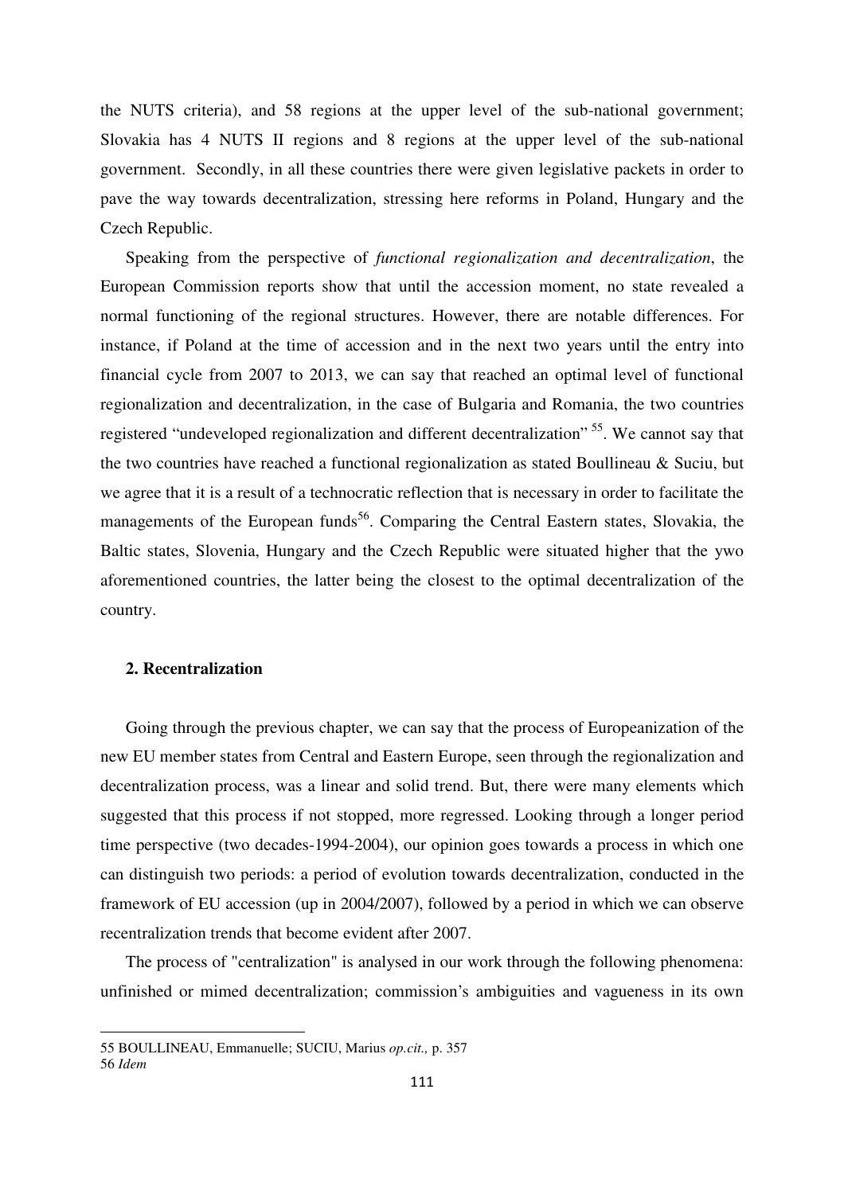the NUTS criteria), and 58 regions at the upper level of the sub-national government; Slovakia has 4 NUTS II regions and 8 regions at the upper level of the sub-national government. Secondly, in all these countries there were given legislative packets in order to pave the way towards decentralization, stressing here reforms in Poland, Hungary and the Czech Republic.

Speaking from the perspective of *functional regionalization and decentralization*, the European Commission reports show that until the accession moment, no state revealed a normal functioning of the regional structures. However, there are notable differences. For instance, if Poland at the time of accession and in the next two years until the entry into financial cycle from 2007 to 2013, we can say that reached an optimal level of functional regionalization and decentralization, in the case of Bulgaria and Romania, the two countries registered "undeveloped regionalization and different decentralization" [55]. We cannot say that the two countries have reached a functional regionalization as stated Boullineau & Suciu, but we agree that it is a result of a technocratic reflection that is necessary in order to facilitate the managements of the European funds[56]. Comparing the Central Eastern states, Slovakia, the Baltic states, Slovenia, Hungary and the Czech Republic were situated higher that the ywo aforementioned countries, the latter being the closest to the optimal decentralization of the country.

### 2. Recentralization

Going through the previous chapter, we can say that the process of Europeanization of the new EU member states from Central and Eastern Europe, seen through the regionalization and decentralization process, was a linear and solid trend. But, there were many elements which suggested that this process if not stopped, more regressed. Looking through a longer period time perspective (two decades-1994-2004), our opinion goes towards a process in which one can distinguish two periods: a period of evolution towards decentralization, conducted in the framework of EU accession (up in 2004/2007), followed by a period in which we can observe recentralization trends that become evident after 2007.

The process of "centralization" is analysed in our work through the following phenomena: unfinished or mimed decentralization; commission's ambiguities and vagueness in its own

---

55 BOULLINEAU, Emmanuelle; SUCIU, Marius *op.cit.,* p. 357

56 *Idem*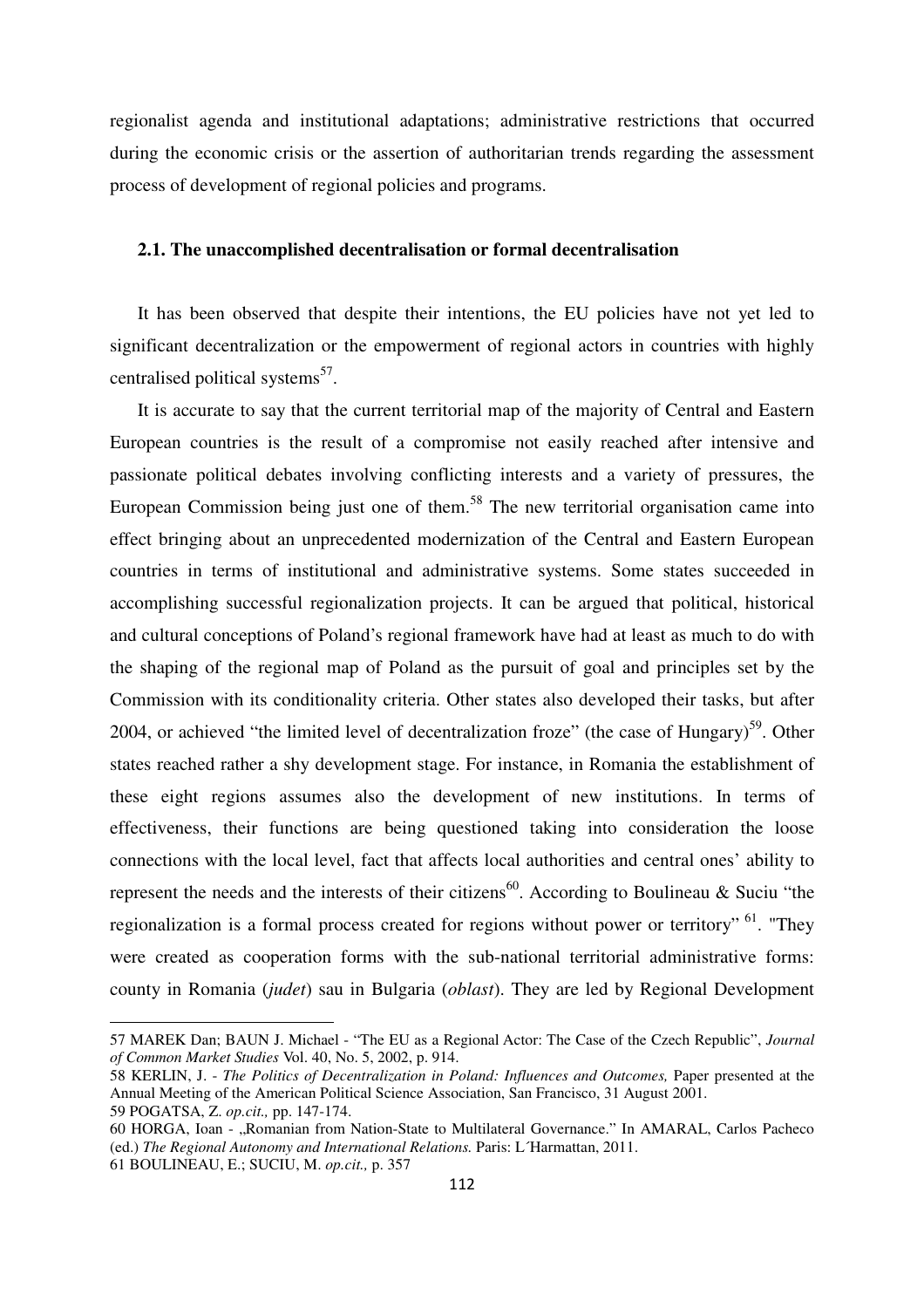regionalist agenda and institutional adaptations; administrative restrictions that occurred during the economic crisis or the assertion of authoritarian trends regarding the assessment process of development of regional policies and programs.

### 2.1. The unaccomplished decentralisation or formal decentralisation

It has been observed that despite their intentions, the EU policies have not yet led to significant decentralization or the empowerment of regional actors in countries with highly centralised political systems[57].

It is accurate to say that the current territorial map of the majority of Central and Eastern European countries is the result of a compromise not easily reached after intensive and passionate political debates involving conflicting interests and a variety of pressures, the European Commission being just one of them.[58] The new territorial organisation came into effect bringing about an unprecedented modernization of the Central and Eastern European countries in terms of institutional and administrative systems. Some states succeeded in accomplishing successful regionalization projects. It can be argued that political, historical and cultural conceptions of Poland's regional framework have had at least as much to do with the shaping of the regional map of Poland as the pursuit of goal and principles set by the Commission with its conditionality criteria. Other states also developed their tasks, but after 2004, or achieved "the limited level of decentralization froze" (the case of Hungary)[59]. Other states reached rather a shy development stage. For instance, in Romania the establishment of these eight regions assumes also the development of new institutions. In terms of effectiveness, their functions are being questioned taking into consideration the loose connections with the local level, fact that affects local authorities and central ones' ability to represent the needs and the interests of their citizens[60]. According to Boulineau & Suciu "the regionalization is a formal process created for regions without power or territory" [61]. "They were created as cooperation forms with the sub-national territorial administrative forms: county in Romania (*judet*) sau in Bulgaria (*oblast*). They are led by Regional Development

---

57 MAREK Dan; BAUN J. Michael - "The EU as a Regional Actor: The Case of the Czech Republic", *Journal of Common Market Studies* Vol. 40, No. 5, 2002, p. 914.

58 KERLIN, J. - *The Politics of Decentralization in Poland: Influences and Outcomes,* Paper presented at the Annual Meeting of the American Political Science Association, San Francisco, 31 August 2001.

59 POGATSA, Z. *op.cit.,* pp. 147-174.

60 HORGA, Ioan - „Romanian from Nation-State to Multilateral Governance." In AMARAL, Carlos Pacheco (ed.) *The Regional Autonomy and International Relations.* Paris: L´Harmattan, 2011.

61 BOULINEAU, E.; SUCIU, M. *op.cit.,* p. 357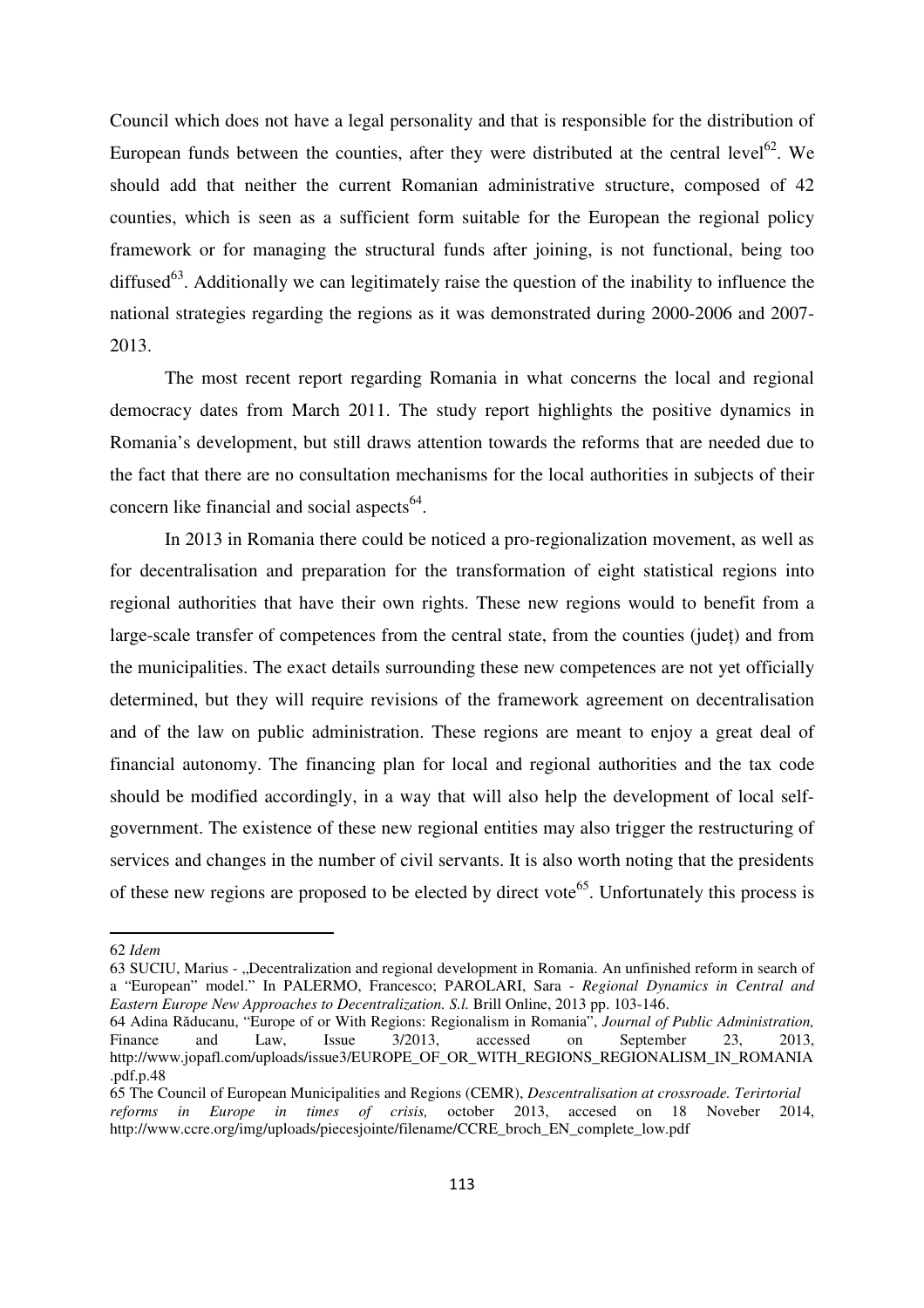Council which does not have a legal personality and that is responsible for the distribution of European funds between the counties, after they were distributed at the central level[62]. We should add that neither the current Romanian administrative structure, composed of 42 counties, which is seen as a sufficient form suitable for the European the regional policy framework or for managing the structural funds after joining, is not functional, being too diffused[63]. Additionally we can legitimately raise the question of the inability to influence the national strategies regarding the regions as it was demonstrated during 2000-2006 and 2007-2013.

The most recent report regarding Romania in what concerns the local and regional democracy dates from March 2011. The study report highlights the positive dynamics in Romania's development, but still draws attention towards the reforms that are needed due to the fact that there are no consultation mechanisms for the local authorities in subjects of their concern like financial and social aspects[64].

In 2013 in Romania there could be noticed a pro-regionalization movement, as well as for decentralisation and preparation for the transformation of eight statistical regions into regional authorities that have their own rights. These new regions would to benefit from a large-scale transfer of competences from the central state, from the counties (județ) and from the municipalities. The exact details surrounding these new competences are not yet officially determined, but they will require revisions of the framework agreement on decentralisation and of the law on public administration. These regions are meant to enjoy a great deal of financial autonomy. The financing plan for local and regional authorities and the tax code should be modified accordingly, in a way that will also help the development of local self-government. The existence of these new regional entities may also trigger the restructuring of services and changes in the number of civil servants. It is also worth noting that the presidents of these new regions are proposed to be elected by direct vote[65]. Unfortunately this process is

---

62 *Idem*

63 SUCIU, Marius - „Decentralization and regional development in Romania. An unfinished reform in search of a "European" model." In PALERMO, Francesco; PAROLARI, Sara - *Regional Dynamics in Central and Eastern Europe New Approaches to Decentralization. S.l.* Brill Online, 2013 pp. 103-146.

64 Adina Răducanu, "Europe of or With Regions: Regionalism in Romania", *Journal of Public Administration,* Finance and Law, Issue 3/2013, accessed on September 23, 2013, http://www.jopafl.com/uploads/issue3/EUROPE_OF_OR_WITH_REGIONS_REGIONALISM_IN_ROMANIA.pdf.p.48

65 The Council of European Municipalities and Regions (CEMR), *Descentralisation at crossroade. Terirtorial reforms in Europe in times of crisis,* october 2013, accesed on 18 Noveber 2014, http://www.ccre.org/img/uploads/piecesjointe/filename/CCRE_broch_EN_complete_low.pdf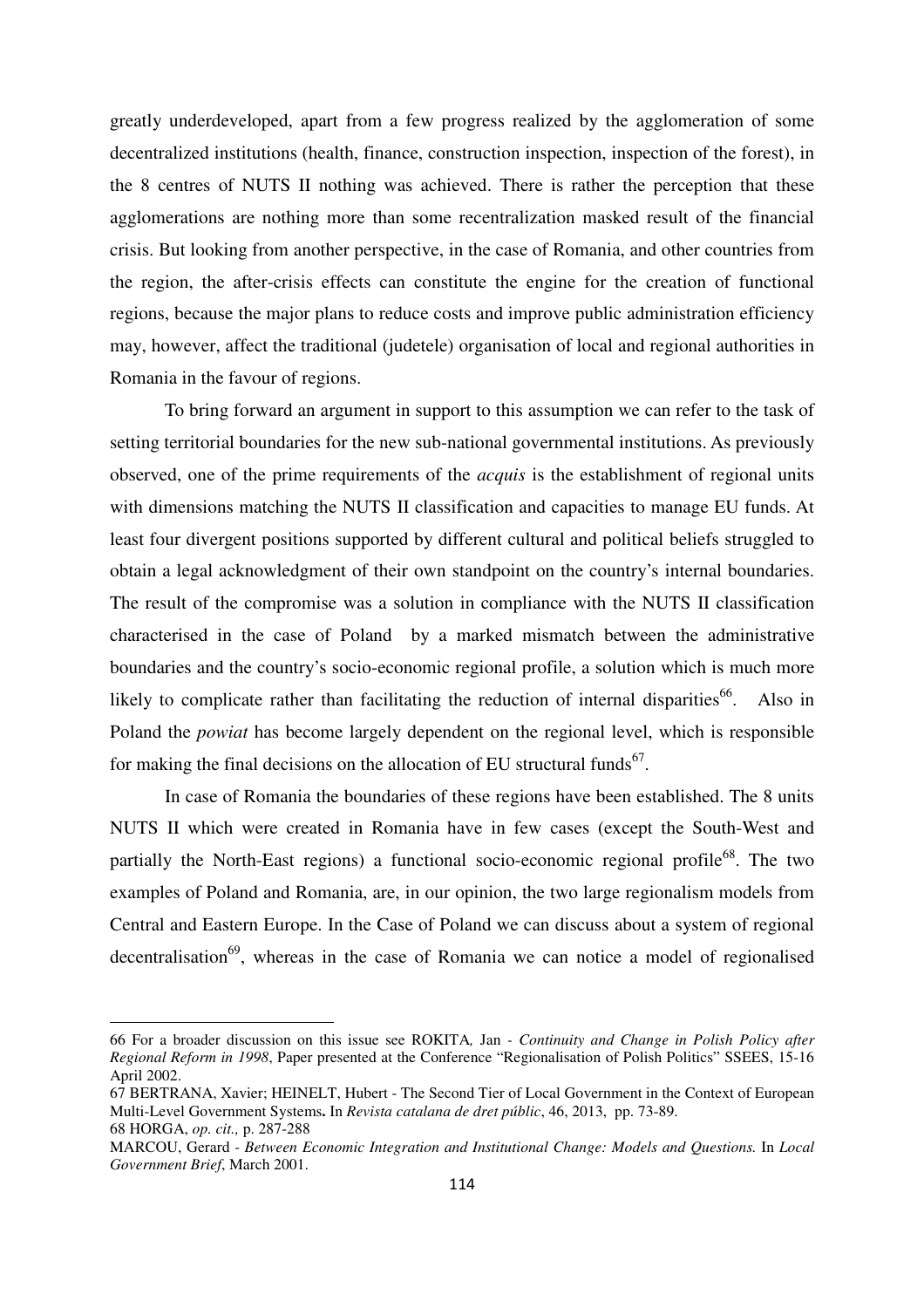greatly underdeveloped, apart from a few progress realized by the agglomeration of some decentralized institutions (health, finance, construction inspection, inspection of the forest), in the 8 centres of NUTS II nothing was achieved. There is rather the perception that these agglomerations are nothing more than some recentralization masked result of the financial crisis. But looking from another perspective, in the case of Romania, and other countries from the region, the after-crisis effects can constitute the engine for the creation of functional regions, because the major plans to reduce costs and improve public administration efficiency may, however, affect the traditional (judetele) organisation of local and regional authorities in Romania in the favour of regions.

To bring forward an argument in support to this assumption we can refer to the task of setting territorial boundaries for the new sub-national governmental institutions. As previously observed, one of the prime requirements of the *acquis* is the establishment of regional units with dimensions matching the NUTS II classification and capacities to manage EU funds. At least four divergent positions supported by different cultural and political beliefs struggled to obtain a legal acknowledgment of their own standpoint on the country's internal boundaries. The result of the compromise was a solution in compliance with the NUTS II classification characterised in the case of Poland by a marked mismatch between the administrative boundaries and the country's socio-economic regional profile, a solution which is much more likely to complicate rather than facilitating the reduction of internal disparities[66]. Also in Poland the *powiat* has become largely dependent on the regional level, which is responsible for making the final decisions on the allocation of EU structural funds[67].

In case of Romania the boundaries of these regions have been established. The 8 units NUTS II which were created in Romania have in few cases (except the South-West and partially the North-East regions) a functional socio-economic regional profile[68]. The two examples of Poland and Romania, are, in our opinion, the two large regionalism models from Central and Eastern Europe. In the Case of Poland we can discuss about a system of regional decentralisation[69], whereas in the case of Romania we can notice a model of regionalised

---

66 For a broader discussion on this issue see ROKITA, Jan - *Continuity and Change in Polish Policy after Regional Reform in 1998*, Paper presented at the Conference "Regionalisation of Polish Politics" SSEES, 15-16 April 2002.

67 BERTRANA, Xavier; HEINELT, Hubert - The Second Tier of Local Government in the Context of European Multi-Level Government Systems**.** In *Revista catalana de dret públic*, 46, 2013, pp. 73-89.

68 HORGA, *op. cit.,* p. 287-288

MARCOU, Gerard - *Between Economic Integration and Institutional Change: Models and Questions.* In *Local Government Brief*, March 2001.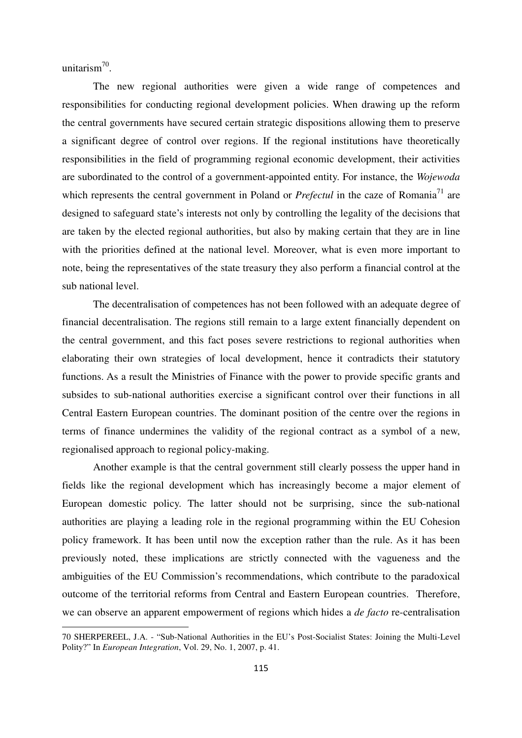unitarism[70].

The new regional authorities were given a wide range of competences and responsibilities for conducting regional development policies. When drawing up the reform the central governments have secured certain strategic dispositions allowing them to preserve a significant degree of control over regions. If the regional institutions have theoretically responsibilities in the field of programming regional economic development, their activities are subordinated to the control of a government-appointed entity. For instance, the *Wojewoda* which represents the central government in Poland or *Prefectul* in the caze of Romania[71] are designed to safeguard state's interests not only by controlling the legality of the decisions that are taken by the elected regional authorities, but also by making certain that they are in line with the priorities defined at the national level. Moreover, what is even more important to note, being the representatives of the state treasury they also perform a financial control at the sub national level.

The decentralisation of competences has not been followed with an adequate degree of financial decentralisation. The regions still remain to a large extent financially dependent on the central government, and this fact poses severe restrictions to regional authorities when elaborating their own strategies of local development, hence it contradicts their statutory functions. As a result the Ministries of Finance with the power to provide specific grants and subsides to sub-national authorities exercise a significant control over their functions in all Central Eastern European countries. The dominant position of the centre over the regions in terms of finance undermines the validity of the regional contract as a symbol of a new, regionalised approach to regional policy-making.

Another example is that the central government still clearly possess the upper hand in fields like the regional development which has increasingly become a major element of European domestic policy. The latter should not be surprising, since the sub-national authorities are playing a leading role in the regional programming within the EU Cohesion policy framework. It has been until now the exception rather than the rule. As it has been previously noted, these implications are strictly connected with the vagueness and the ambiguities of the EU Commission's recommendations, which contribute to the paradoxical outcome of the territorial reforms from Central and Eastern European countries. Therefore, we can observe an apparent empowerment of regions which hides a *de facto* re-centralisation

---

70 SHERPEREEL, J.A. - "Sub-National Authorities in the EU's Post-Socialist States: Joining the Multi-Level Polity?" In *European Integration*, Vol. 29, No. 1, 2007, p. 41.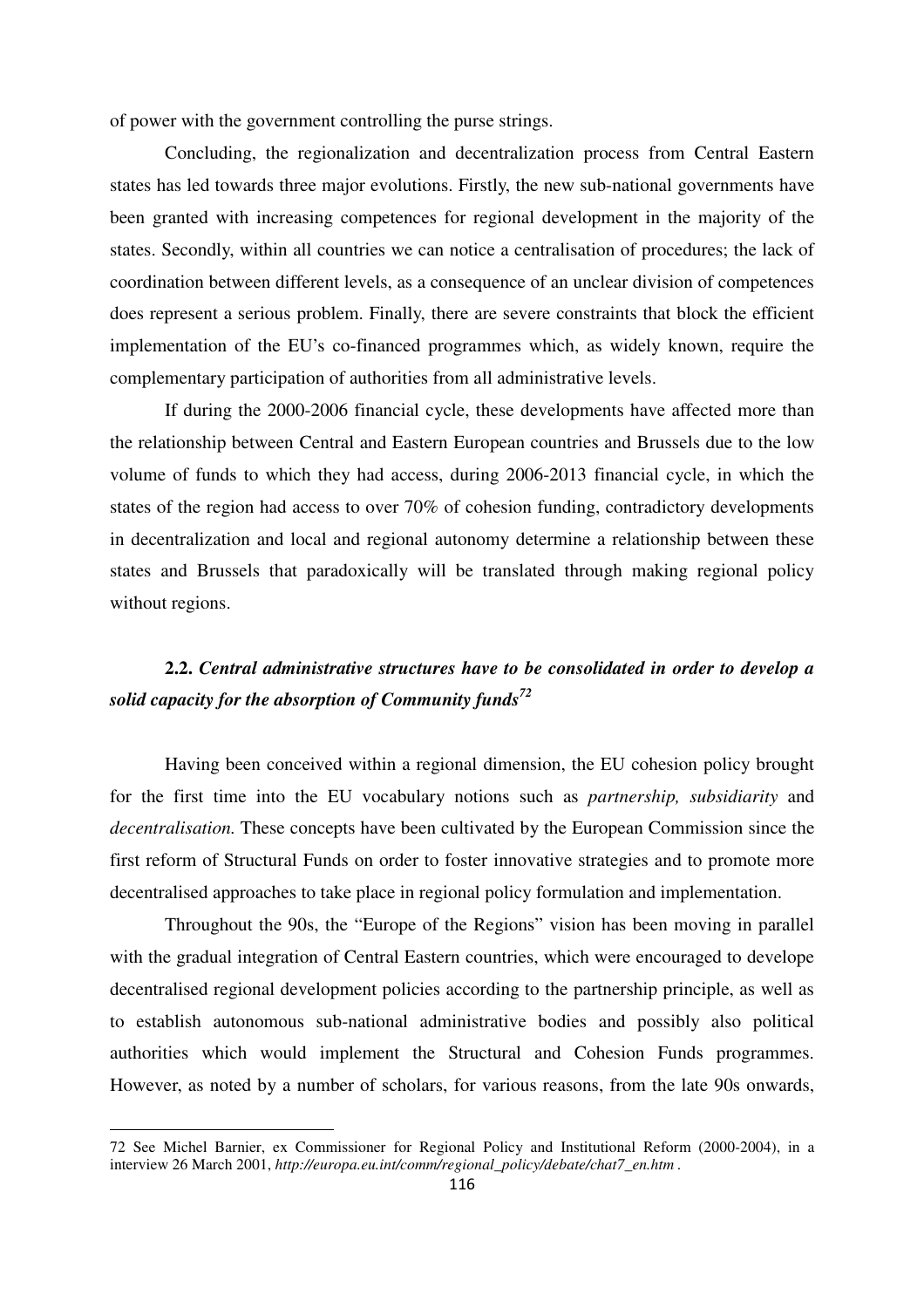of power with the government controlling the purse strings.

Concluding, the regionalization and decentralization process from Central Eastern states has led towards three major evolutions. Firstly, the new sub-national governments have been granted with increasing competences for regional development in the majority of the states. Secondly, within all countries we can notice a centralisation of procedures; the lack of coordination between different levels, as a consequence of an unclear division of competences does represent a serious problem. Finally, there are severe constraints that block the efficient implementation of the EU's co-financed programmes which, as widely known, require the complementary participation of authorities from all administrative levels.

If during the 2000-2006 financial cycle, these developments have affected more than the relationship between Central and Eastern European countries and Brussels due to the low volume of funds to which they had access, during 2006-2013 financial cycle, in which the states of the region had access to over 70% of cohesion funding, contradictory developments in decentralization and local and regional autonomy determine a relationship between these states and Brussels that paradoxically will be translated through making regional policy without regions.

### 2.2. *Central administrative structures have to be consolidated in order to develop a solid capacity for the absorption of Community funds*[72]

Having been conceived within a regional dimension, the EU cohesion policy brought for the first time into the EU vocabulary notions such as *partnership, subsidiarity* and *decentralisation.* These concepts have been cultivated by the European Commission since the first reform of Structural Funds on order to foster innovative strategies and to promote more decentralised approaches to take place in regional policy formulation and implementation.

Throughout the 90s, the "Europe of the Regions" vision has been moving in parallel with the gradual integration of Central Eastern countries, which were encouraged to develope decentralised regional development policies according to the partnership principle, as well as to establish autonomous sub-national administrative bodies and possibly also political authorities which would implement the Structural and Cohesion Funds programmes. However, as noted by a number of scholars, for various reasons, from the late 90s onwards,

---

72 See Michel Barnier, ex Commissioner for Regional Policy and Institutional Reform (2000-2004), in a interview 26 March 2001, *http://europa.eu.int/comm/regional_policy/debate/chat7_en.htm* .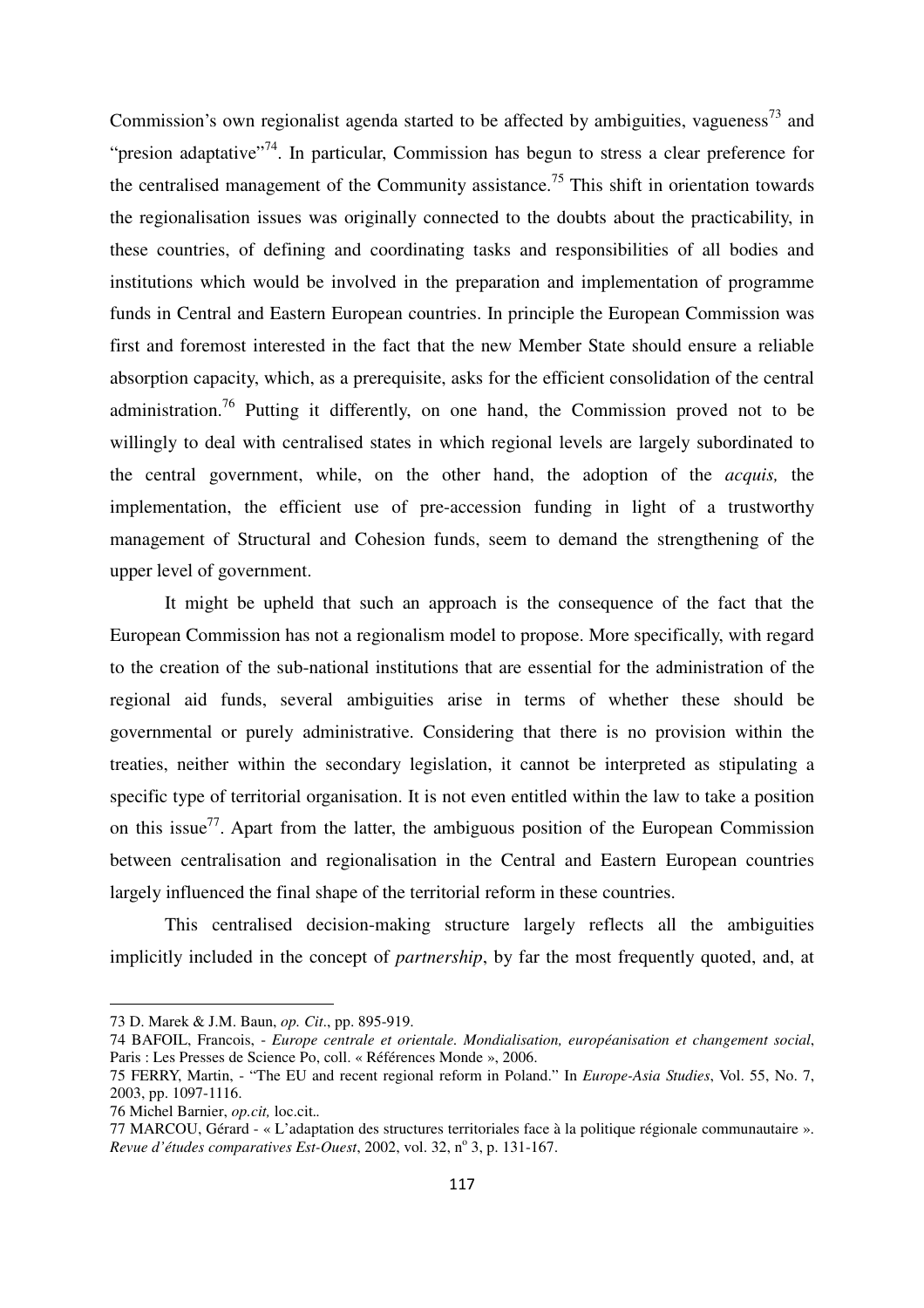Commission's own regionalist agenda started to be affected by ambiguities, vagueness[73] and "presion adaptative"[74]. In particular, Commission has begun to stress a clear preference for the centralised management of the Community assistance.[75] This shift in orientation towards the regionalisation issues was originally connected to the doubts about the practicability, in these countries, of defining and coordinating tasks and responsibilities of all bodies and institutions which would be involved in the preparation and implementation of programme funds in Central and Eastern European countries. In principle the European Commission was first and foremost interested in the fact that the new Member State should ensure a reliable absorption capacity, which, as a prerequisite, asks for the efficient consolidation of the central administration.[76] Putting it differently, on one hand, the Commission proved not to be willingly to deal with centralised states in which regional levels are largely subordinated to the central government, while, on the other hand, the adoption of the *acquis,* the implementation, the efficient use of pre-accession funding in light of a trustworthy management of Structural and Cohesion funds, seem to demand the strengthening of the upper level of government.

It might be upheld that such an approach is the consequence of the fact that the European Commission has not a regionalism model to propose. More specifically, with regard to the creation of the sub-national institutions that are essential for the administration of the regional aid funds, several ambiguities arise in terms of whether these should be governmental or purely administrative. Considering that there is no provision within the treaties, neither within the secondary legislation, it cannot be interpreted as stipulating a specific type of territorial organisation. It is not even entitled within the law to take a position on this issue[77]. Apart from the latter, the ambiguous position of the European Commission between centralisation and regionalisation in the Central and Eastern European countries largely influenced the final shape of the territorial reform in these countries.

This centralised decision-making structure largely reflects all the ambiguities implicitly included in the concept of *partnership*, by far the most frequently quoted, and, at

---

73 D. Marek & J.M. Baun, *op. Cit*., pp. 895-919.

74 BAFOIL, Francois, - *Europe centrale et orientale. Mondialisation, européanisation et changement social*, Paris : Les Presses de Science Po, coll. « Références Monde », 2006.

75 FERRY, Martin, - "The EU and recent regional reform in Poland." In *Europe-Asia Studies*, Vol. 55, No. 7, 2003, pp. 1097-1116.

76 Michel Barnier, *op.cit,* loc.cit..

77 MARCOU, Gérard - « L'adaptation des structures territoriales face à la politique régionale communautaire ». *Revue d'études comparatives Est-Ouest*, 2002, vol. 32, nº 3, p. 131-167.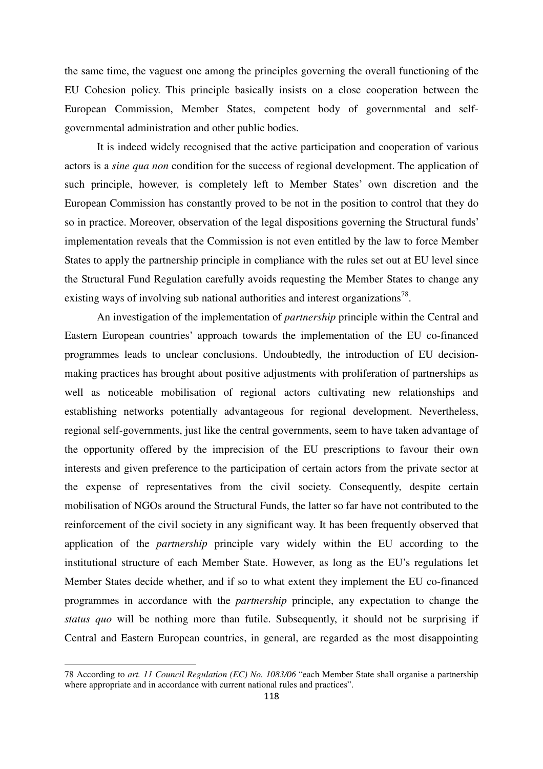the same time, the vaguest one among the principles governing the overall functioning of the EU Cohesion policy. This principle basically insists on a close cooperation between the European Commission, Member States, competent body of governmental and self-governmental administration and other public bodies.

It is indeed widely recognised that the active participation and cooperation of various actors is a *sine qua non* condition for the success of regional development. The application of such principle, however, is completely left to Member States' own discretion and the European Commission has constantly proved to be not in the position to control that they do so in practice. Moreover, observation of the legal dispositions governing the Structural funds' implementation reveals that the Commission is not even entitled by the law to force Member States to apply the partnership principle in compliance with the rules set out at EU level since the Structural Fund Regulation carefully avoids requesting the Member States to change any existing ways of involving sub national authorities and interest organizations[78].

An investigation of the implementation of *partnership* principle within the Central and Eastern European countries' approach towards the implementation of the EU co-financed programmes leads to unclear conclusions. Undoubtedly, the introduction of EU decision-making practices has brought about positive adjustments with proliferation of partnerships as well as noticeable mobilisation of regional actors cultivating new relationships and establishing networks potentially advantageous for regional development. Nevertheless, regional self-governments, just like the central governments, seem to have taken advantage of the opportunity offered by the imprecision of the EU prescriptions to favour their own interests and given preference to the participation of certain actors from the private sector at the expense of representatives from the civil society. Consequently, despite certain mobilisation of NGOs around the Structural Funds, the latter so far have not contributed to the reinforcement of the civil society in any significant way. It has been frequently observed that application of the *partnership* principle vary widely within the EU according to the institutional structure of each Member State. However, as long as the EU's regulations let Member States decide whether, and if so to what extent they implement the EU co-financed programmes in accordance with the *partnership* principle, any expectation to change the *status quo* will be nothing more than futile. Subsequently, it should not be surprising if Central and Eastern European countries, in general, are regarded as the most disappointing

---

78 According to *art. 11 Council Regulation (EC) No. 1083/06* "each Member State shall organise a partnership where appropriate and in accordance with current national rules and practices".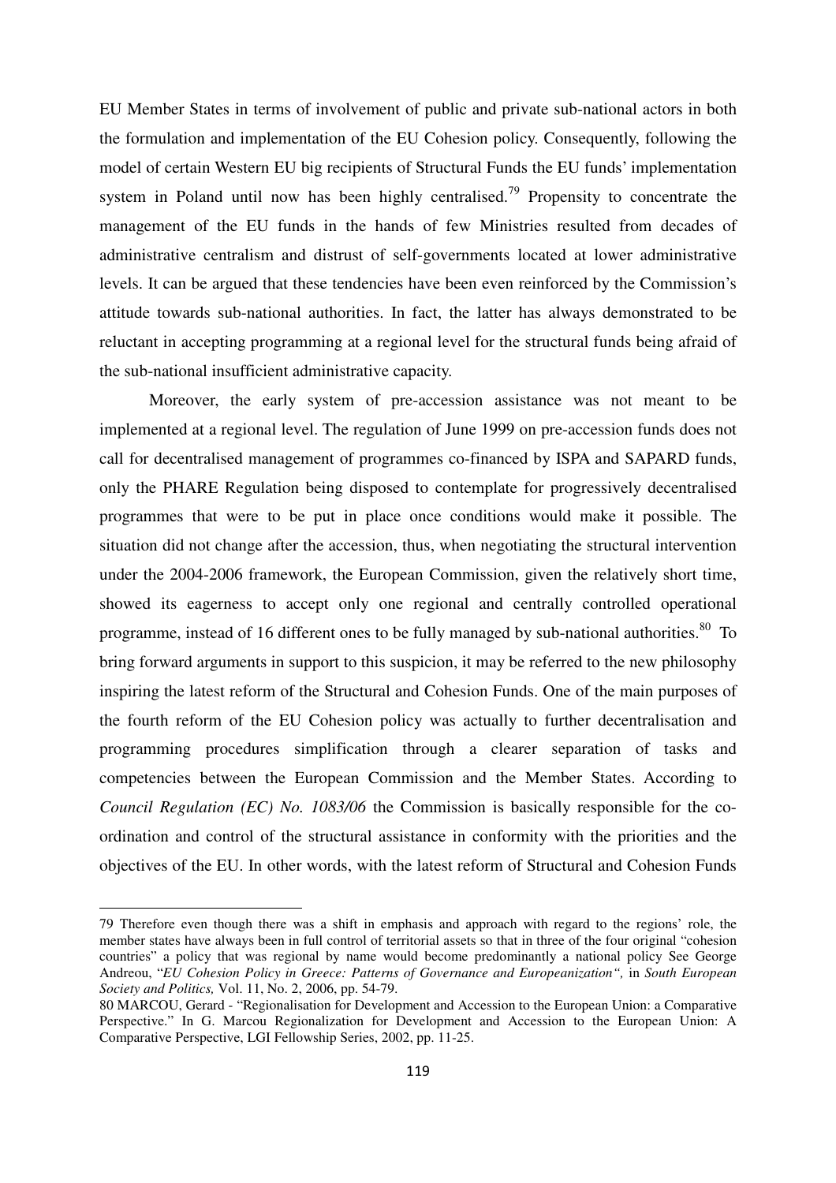EU Member States in terms of involvement of public and private sub-national actors in both the formulation and implementation of the EU Cohesion policy. Consequently, following the model of certain Western EU big recipients of Structural Funds the EU funds' implementation system in Poland until now has been highly centralised.[79] Propensity to concentrate the management of the EU funds in the hands of few Ministries resulted from decades of administrative centralism and distrust of self-governments located at lower administrative levels. It can be argued that these tendencies have been even reinforced by the Commission's attitude towards sub-national authorities. In fact, the latter has always demonstrated to be reluctant in accepting programming at a regional level for the structural funds being afraid of the sub-national insufficient administrative capacity.

Moreover, the early system of pre-accession assistance was not meant to be implemented at a regional level. The regulation of June 1999 on pre-accession funds does not call for decentralised management of programmes co-financed by ISPA and SAPARD funds, only the PHARE Regulation being disposed to contemplate for progressively decentralised programmes that were to be put in place once conditions would make it possible. The situation did not change after the accession, thus, when negotiating the structural intervention under the 2004-2006 framework, the European Commission, given the relatively short time, showed its eagerness to accept only one regional and centrally controlled operational programme, instead of 16 different ones to be fully managed by sub-national authorities.[80] To bring forward arguments in support to this suspicion, it may be referred to the new philosophy inspiring the latest reform of the Structural and Cohesion Funds. One of the main purposes of the fourth reform of the EU Cohesion policy was actually to further decentralisation and programming procedures simplification through a clearer separation of tasks and competencies between the European Commission and the Member States. According to *Council Regulation (EC) No. 1083/06* the Commission is basically responsible for the co-ordination and control of the structural assistance in conformity with the priorities and the objectives of the EU. In other words, with the latest reform of Structural and Cohesion Funds

---

79 Therefore even though there was a shift in emphasis and approach with regard to the regions' role, the member states have always been in full control of territorial assets so that in three of the four original "cohesion countries" a policy that was regional by name would become predominantly a national policy See George Andreou, "*EU Cohesion Policy in Greece: Patterns of Governance and Europeanization",* in *South European Society and Politics,* Vol. 11, No. 2, 2006, pp. 54-79.

80 MARCOU, Gerard - "Regionalisation for Development and Accession to the European Union: a Comparative Perspective." In G. Marcou Regionalization for Development and Accession to the European Union: A Comparative Perspective, LGI Fellowship Series, 2002, pp. 11-25.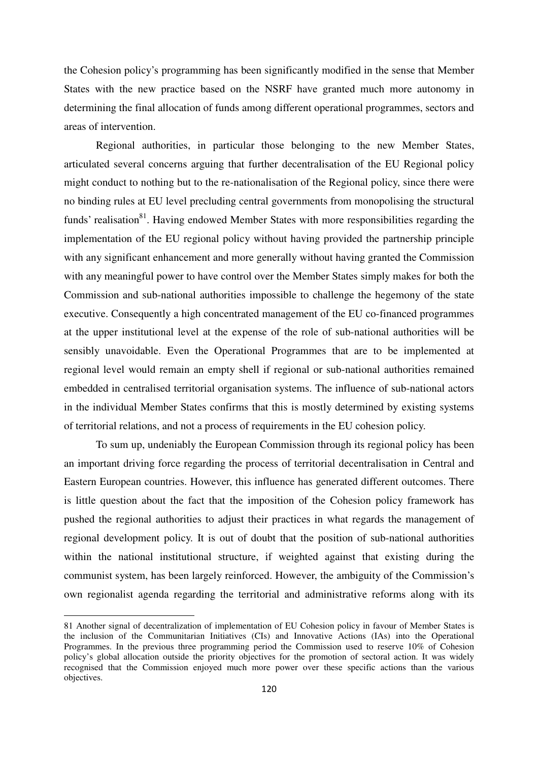the Cohesion policy's programming has been significantly modified in the sense that Member States with the new practice based on the NSRF have granted much more autonomy in determining the final allocation of funds among different operational programmes, sectors and areas of intervention.

Regional authorities, in particular those belonging to the new Member States, articulated several concerns arguing that further decentralisation of the EU Regional policy might conduct to nothing but to the re-nationalisation of the Regional policy, since there were no binding rules at EU level precluding central governments from monopolising the structural funds' realisation[81]. Having endowed Member States with more responsibilities regarding the implementation of the EU regional policy without having provided the partnership principle with any significant enhancement and more generally without having granted the Commission with any meaningful power to have control over the Member States simply makes for both the Commission and sub-national authorities impossible to challenge the hegemony of the state executive. Consequently a high concentrated management of the EU co-financed programmes at the upper institutional level at the expense of the role of sub-national authorities will be sensibly unavoidable. Even the Operational Programmes that are to be implemented at regional level would remain an empty shell if regional or sub-national authorities remained embedded in centralised territorial organisation systems. The influence of sub-national actors in the individual Member States confirms that this is mostly determined by existing systems of territorial relations, and not a process of requirements in the EU cohesion policy.

To sum up, undeniably the European Commission through its regional policy has been an important driving force regarding the process of territorial decentralisation in Central and Eastern European countries. However, this influence has generated different outcomes. There is little question about the fact that the imposition of the Cohesion policy framework has pushed the regional authorities to adjust their practices in what regards the management of regional development policy. It is out of doubt that the position of sub-national authorities within the national institutional structure, if weighted against that existing during the communist system, has been largely reinforced. However, the ambiguity of the Commission's own regionalist agenda regarding the territorial and administrative reforms along with its

---

81 Another signal of decentralization of implementation of EU Cohesion policy in favour of Member States is the inclusion of the Communitarian Initiatives (CIs) and Innovative Actions (IAs) into the Operational Programmes. In the previous three programming period the Commission used to reserve 10% of Cohesion policy's global allocation outside the priority objectives for the promotion of sectoral action. It was widely recognised that the Commission enjoyed much more power over these specific actions than the various objectives.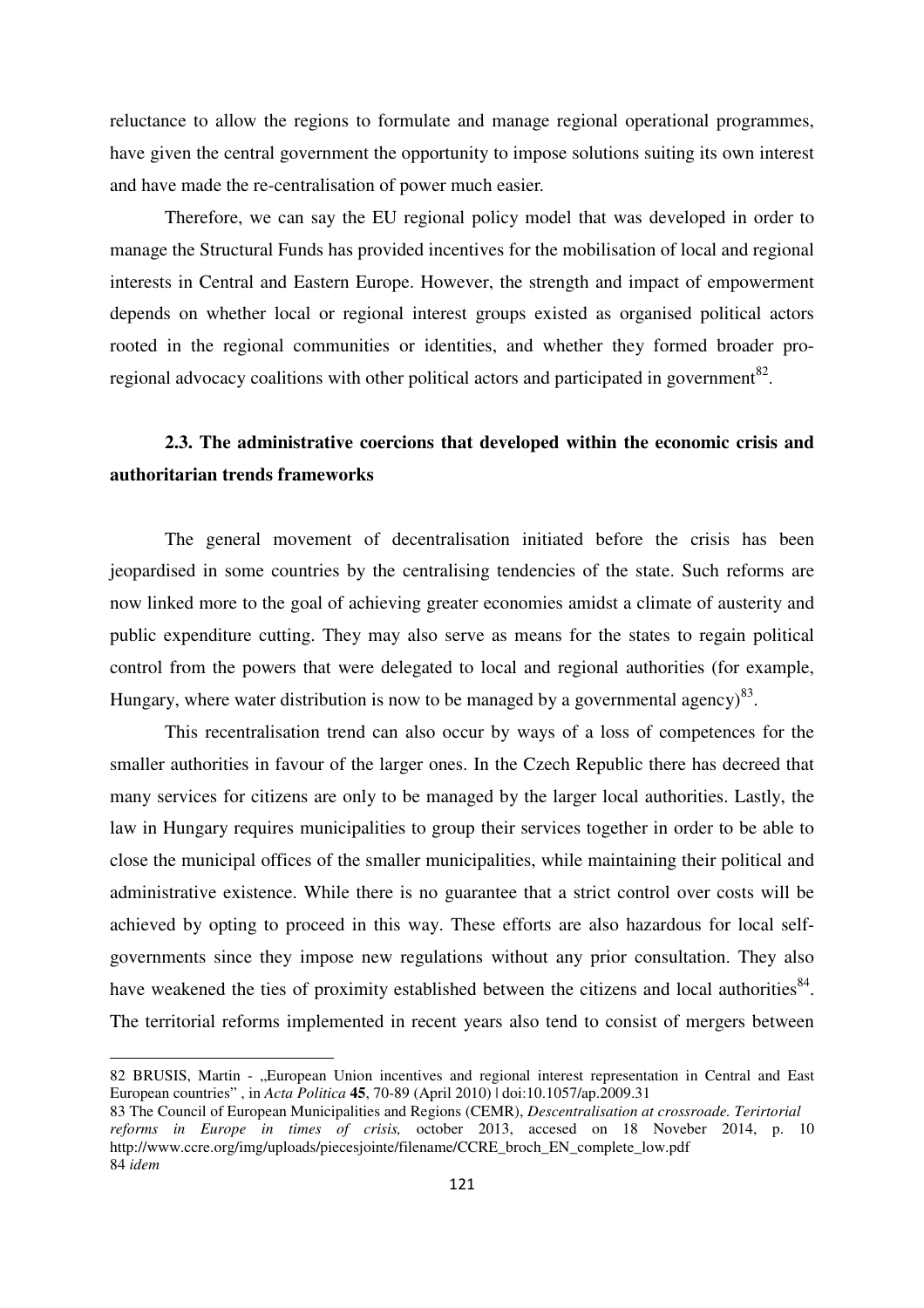reluctance to allow the regions to formulate and manage regional operational programmes, have given the central government the opportunity to impose solutions suiting its own interest and have made the re-centralisation of power much easier.

Therefore, we can say the EU regional policy model that was developed in order to manage the Structural Funds has provided incentives for the mobilisation of local and regional interests in Central and Eastern Europe. However, the strength and impact of empowerment depends on whether local or regional interest groups existed as organised political actors rooted in the regional communities or identities, and whether they formed broader pro-regional advocacy coalitions with other political actors and participated in government[82].

### 2.3. The administrative coercions that developed within the economic crisis and authoritarian trends frameworks

The general movement of decentralisation initiated before the crisis has been jeopardised in some countries by the centralising tendencies of the state. Such reforms are now linked more to the goal of achieving greater economies amidst a climate of austerity and public expenditure cutting. They may also serve as means for the states to regain political control from the powers that were delegated to local and regional authorities (for example, Hungary, where water distribution is now to be managed by a governmental agency)[83].

This recentralisation trend can also occur by ways of a loss of competences for the smaller authorities in favour of the larger ones. In the Czech Republic there has decreed that many services for citizens are only to be managed by the larger local authorities. Lastly, the law in Hungary requires municipalities to group their services together in order to be able to close the municipal offices of the smaller municipalities, while maintaining their political and administrative existence. While there is no guarantee that a strict control over costs will be achieved by opting to proceed in this way. These efforts are also hazardous for local self-governments since they impose new regulations without any prior consultation. They also have weakened the ties of proximity established between the citizens and local authorities[84]. The territorial reforms implemented in recent years also tend to consist of mergers between

---

82 BRUSIS, Martin - „European Union incentives and regional interest representation in Central and East European countries" , in *Acta Politica* **45**, 70-89 (April 2010) | doi:10.1057/ap.2009.31

83 The Council of European Municipalities and Regions (CEMR), *Descentralisation at crossroade. Terirtorial reforms in Europe in times of crisis,* october 2013, accesed on 18 Noveber 2014, p. 10 http://www.ccre.org/img/uploads/piecesjointe/filename/CCRE_broch_EN_complete_low.pdf

84 *idem*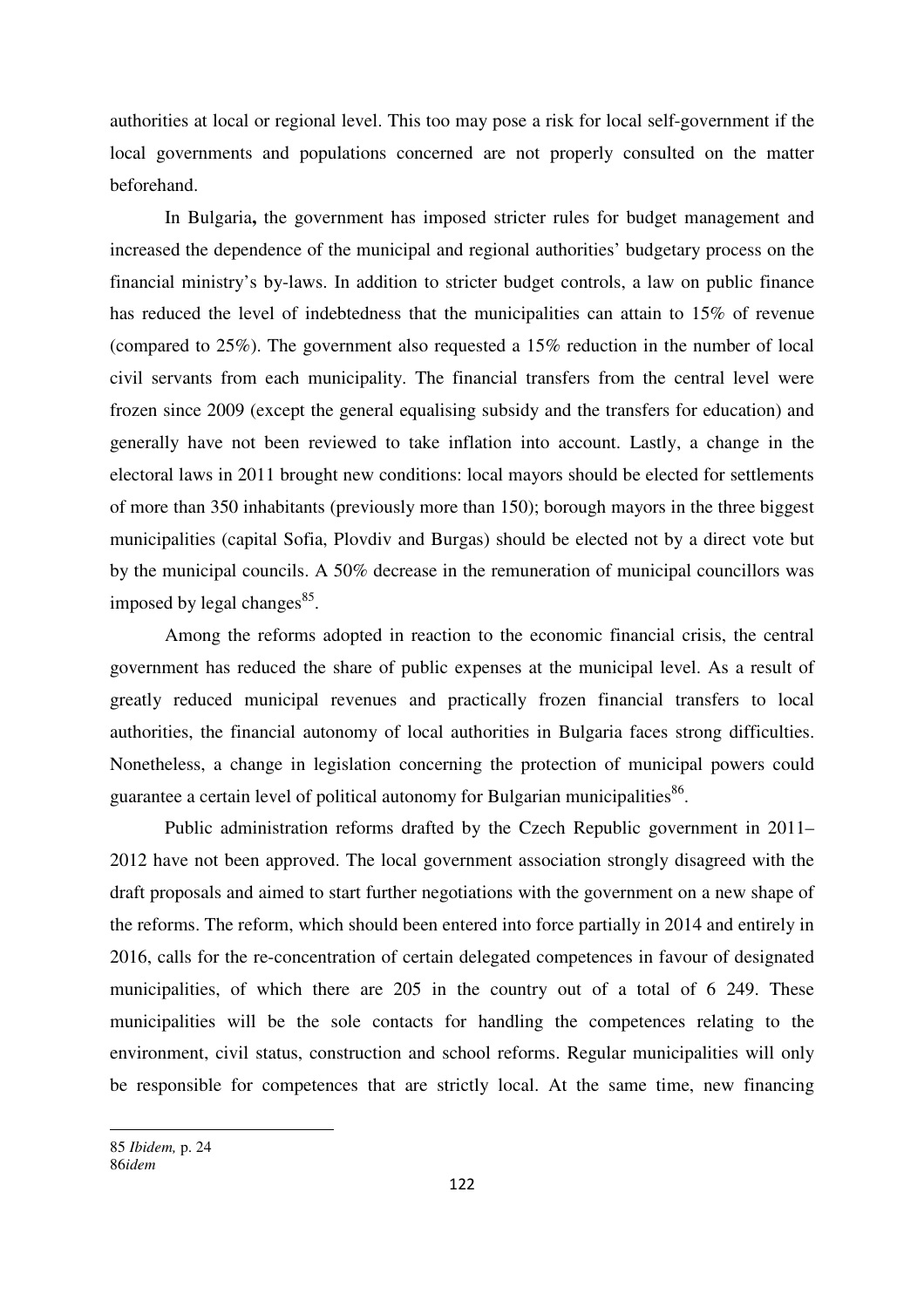authorities at local or regional level. This too may pose a risk for local self-government if the local governments and populations concerned are not properly consulted on the matter beforehand.

In Bulgaria**,** the government has imposed stricter rules for budget management and increased the dependence of the municipal and regional authorities' budgetary process on the financial ministry's by-laws. In addition to stricter budget controls, a law on public finance has reduced the level of indebtedness that the municipalities can attain to 15% of revenue (compared to 25%). The government also requested a 15% reduction in the number of local civil servants from each municipality. The financial transfers from the central level were frozen since 2009 (except the general equalising subsidy and the transfers for education) and generally have not been reviewed to take inflation into account. Lastly, a change in the electoral laws in 2011 brought new conditions: local mayors should be elected for settlements of more than 350 inhabitants (previously more than 150); borough mayors in the three biggest municipalities (capital Sofia, Plovdiv and Burgas) should be elected not by a direct vote but by the municipal councils. A 50% decrease in the remuneration of municipal councillors was imposed by legal changes[85].

Among the reforms adopted in reaction to the economic financial crisis, the central government has reduced the share of public expenses at the municipal level. As a result of greatly reduced municipal revenues and practically frozen financial transfers to local authorities, the financial autonomy of local authorities in Bulgaria faces strong difficulties. Nonetheless, a change in legislation concerning the protection of municipal powers could guarantee a certain level of political autonomy for Bulgarian municipalities[86].

Public administration reforms drafted by the Czech Republic government in 2011–2012 have not been approved. The local government association strongly disagreed with the draft proposals and aimed to start further negotiations with the government on a new shape of the reforms. The reform, which should been entered into force partially in 2014 and entirely in 2016, calls for the re-concentration of certain delegated competences in favour of designated municipalities, of which there are 205 in the country out of a total of 6 249. These municipalities will be the sole contacts for handling the competences relating to the environment, civil status, construction and school reforms. Regular municipalities will only be responsible for competences that are strictly local. At the same time, new financing

85 *Ibidem,* p. 24
86*idem*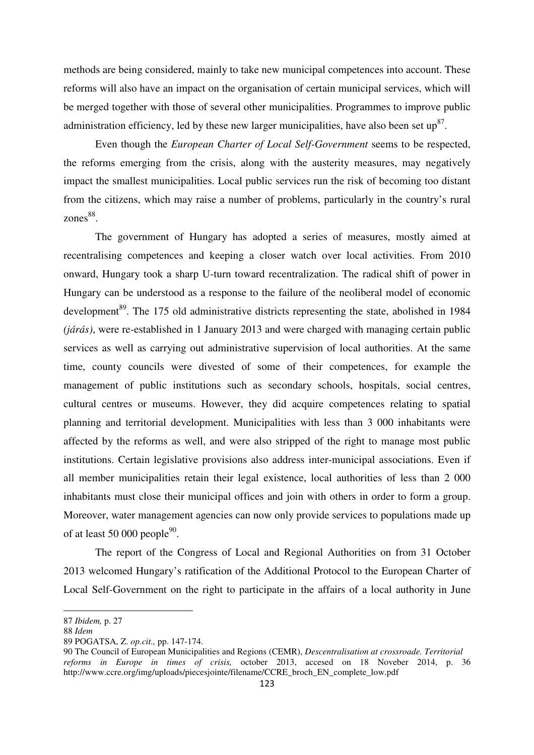methods are being considered, mainly to take new municipal competences into account. These reforms will also have an impact on the organisation of certain municipal services, which will be merged together with those of several other municipalities. Programmes to improve public administration efficiency, led by these new larger municipalities, have also been set up[87].

Even though the *European Charter of Local Self-Government* seems to be respected, the reforms emerging from the crisis, along with the austerity measures, may negatively impact the smallest municipalities. Local public services run the risk of becoming too distant from the citizens, which may raise a number of problems, particularly in the country's rural zones[88].

The government of Hungary has adopted a series of measures, mostly aimed at recentralising competences and keeping a closer watch over local activities. From 2010 onward, Hungary took a sharp U-turn toward recentralization. The radical shift of power in Hungary can be understood as a response to the failure of the neoliberal model of economic development[89]. The 175 old administrative districts representing the state, abolished in 1984 *(járás)*, were re-established in 1 January 2013 and were charged with managing certain public services as well as carrying out administrative supervision of local authorities. At the same time, county councils were divested of some of their competences, for example the management of public institutions such as secondary schools, hospitals, social centres, cultural centres or museums. However, they did acquire competences relating to spatial planning and territorial development. Municipalities with less than 3 000 inhabitants were affected by the reforms as well, and were also stripped of the right to manage most public institutions. Certain legislative provisions also address inter-municipal associations. Even if all member municipalities retain their legal existence, local authorities of less than 2 000 inhabitants must close their municipal offices and join with others in order to form a group. Moreover, water management agencies can now only provide services to populations made up of at least 50 000 people[90].

The report of the Congress of Local and Regional Authorities on from 31 October 2013 welcomed Hungary's ratification of the Additional Protocol to the European Charter of Local Self-Government on the right to participate in the affairs of a local authority in June

---

87 *Ibidem,* p. 27

88 *Idem*

89 POGATSA, Z. *op.cit.,* pp. 147-174.

90 The Council of European Municipalities and Regions (CEMR), *Descentralisation at crossroade. Territorial reforms in Europe in times of crisis,* october 2013, accesed on 18 Noveber 2014, p. 36 http://www.ccre.org/img/uploads/piecesjointe/filename/CCRE_broch_EN_complete_low.pdf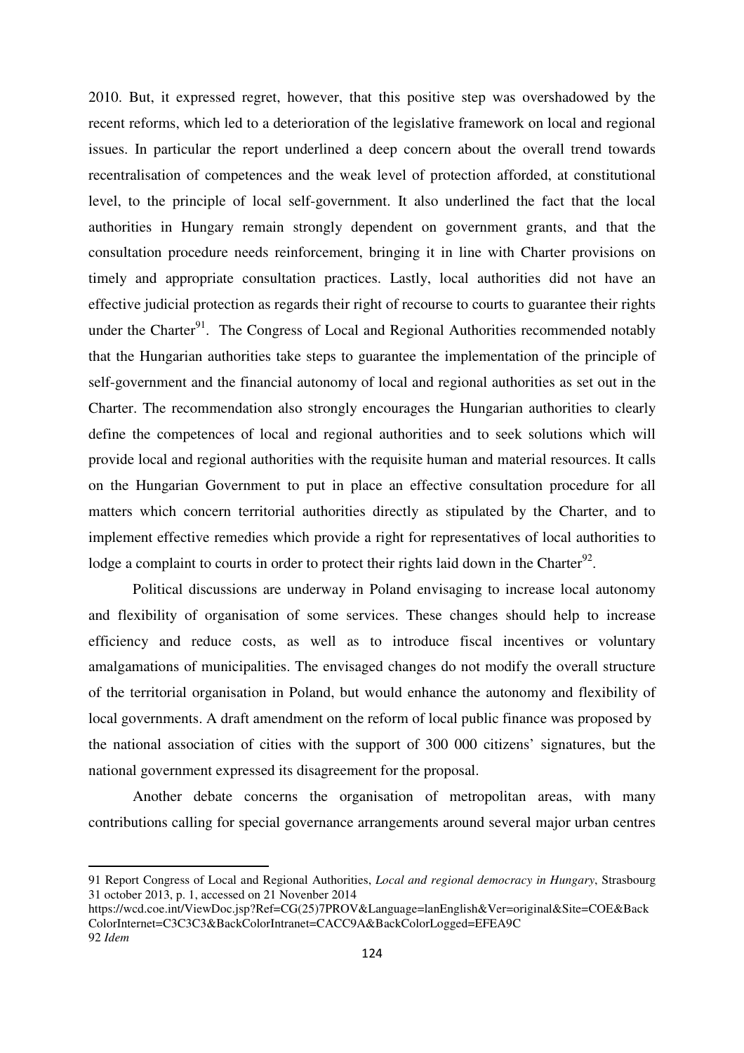2010. But, it expressed regret, however, that this positive step was overshadowed by the recent reforms, which led to a deterioration of the legislative framework on local and regional issues. In particular the report underlined a deep concern about the overall trend towards recentralisation of competences and the weak level of protection afforded, at constitutional level, to the principle of local self-government. It also underlined the fact that the local authorities in Hungary remain strongly dependent on government grants, and that the consultation procedure needs reinforcement, bringing it in line with Charter provisions on timely and appropriate consultation practices. Lastly, local authorities did not have an effective judicial protection as regards their right of recourse to courts to guarantee their rights under the Charter[91]. The Congress of Local and Regional Authorities recommended notably that the Hungarian authorities take steps to guarantee the implementation of the principle of self-government and the financial autonomy of local and regional authorities as set out in the Charter. The recommendation also strongly encourages the Hungarian authorities to clearly define the competences of local and regional authorities and to seek solutions which will provide local and regional authorities with the requisite human and material resources. It calls on the Hungarian Government to put in place an effective consultation procedure for all matters which concern territorial authorities directly as stipulated by the Charter, and to implement effective remedies which provide a right for representatives of local authorities to lodge a complaint to courts in order to protect their rights laid down in the Charter[92].

Political discussions are underway in Poland envisaging to increase local autonomy and flexibility of organisation of some services. These changes should help to increase efficiency and reduce costs, as well as to introduce fiscal incentives or voluntary amalgamations of municipalities. The envisaged changes do not modify the overall structure of the territorial organisation in Poland, but would enhance the autonomy and flexibility of local governments. A draft amendment on the reform of local public finance was proposed by the national association of cities with the support of 300 000 citizens' signatures, but the national government expressed its disagreement for the proposal.

Another debate concerns the organisation of metropolitan areas, with many contributions calling for special governance arrangements around several major urban centres

---

91 Report Congress of Local and Regional Authorities, *Local and regional democracy in Hungary*, Strasbourg 31 october 2013, p. 1, accessed on 21 Novenber 2014 https://wcd.coe.int/ViewDoc.jsp?Ref=CG(25)7PROV&Language=lanEnglish&Ver=original&Site=COE&BackColorInternet=C3C3C3&BackColorIntranet=CACC9A&BackColorLogged=EFEA9C

92 *Idem*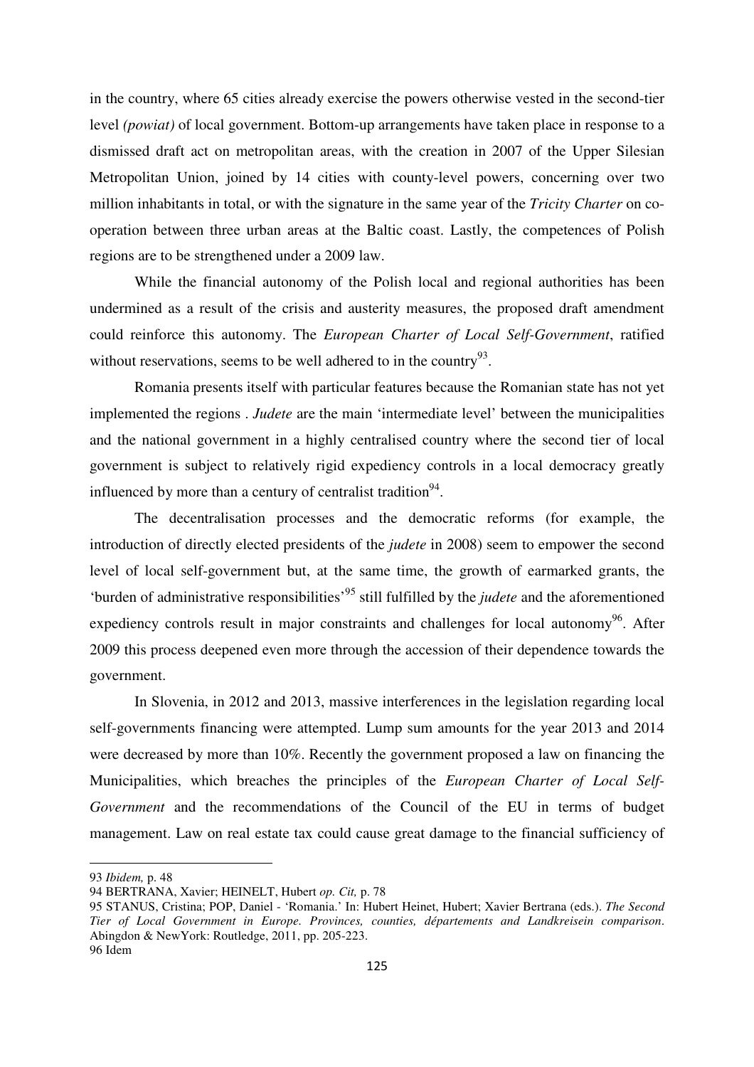in the country, where 65 cities already exercise the powers otherwise vested in the second-tier level *(powiat)* of local government. Bottom-up arrangements have taken place in response to a dismissed draft act on metropolitan areas, with the creation in 2007 of the Upper Silesian Metropolitan Union, joined by 14 cities with county-level powers, concerning over two million inhabitants in total, or with the signature in the same year of the *Tricity Charter* on co-operation between three urban areas at the Baltic coast. Lastly, the competences of Polish regions are to be strengthened under a 2009 law.

While the financial autonomy of the Polish local and regional authorities has been undermined as a result of the crisis and austerity measures, the proposed draft amendment could reinforce this autonomy. The *European Charter of Local Self-Government*, ratified without reservations, seems to be well adhered to in the country[93].

Romania presents itself with particular features because the Romanian state has not yet implemented the regions . *Judete* are the main 'intermediate level' between the municipalities and the national government in a highly centralised country where the second tier of local government is subject to relatively rigid expediency controls in a local democracy greatly influenced by more than a century of centralist tradition[94].

The decentralisation processes and the democratic reforms (for example, the introduction of directly elected presidents of the *judete* in 2008) seem to empower the second level of local self-government but, at the same time, the growth of earmarked grants, the 'burden of administrative responsibilities'[95] still fulfilled by the *judete* and the aforementioned expediency controls result in major constraints and challenges for local autonomy[96]. After 2009 this process deepened even more through the accession of their dependence towards the government.

In Slovenia, in 2012 and 2013, massive interferences in the legislation regarding local self-governments financing were attempted. Lump sum amounts for the year 2013 and 2014 were decreased by more than 10%. Recently the government proposed a law on financing the Municipalities, which breaches the principles of the *European Charter of Local Self-Government* and the recommendations of the Council of the EU in terms of budget management. Law on real estate tax could cause great damage to the financial sufficiency of

---

93 *Ibidem,* p. 48

94 BERTRANA, Xavier; HEINELT, Hubert *op. Cit,* p. 78

95 STANUS, Cristina; POP, Daniel - 'Romania.' In: Hubert Heinet, Hubert; Xavier Bertrana (eds.). *The Second Tier of Local Government in Europe. Provinces, counties, départements and Landkreisein comparison*. Abingdon & NewYork: Routledge, 2011, pp. 205-223.

96 Idem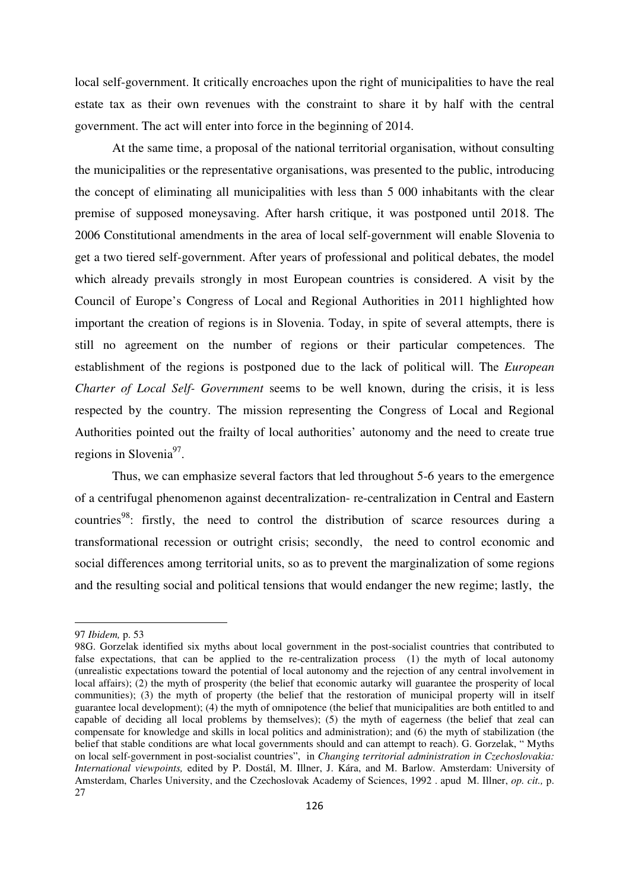local self-government. It critically encroaches upon the right of municipalities to have the real estate tax as their own revenues with the constraint to share it by half with the central government. The act will enter into force in the beginning of 2014.

At the same time, a proposal of the national territorial organisation, without consulting the municipalities or the representative organisations, was presented to the public, introducing the concept of eliminating all municipalities with less than 5 000 inhabitants with the clear premise of supposed moneysaving. After harsh critique, it was postponed until 2018. The 2006 Constitutional amendments in the area of local self-government will enable Slovenia to get a two tiered self-government. After years of professional and political debates, the model which already prevails strongly in most European countries is considered. A visit by the Council of Europe's Congress of Local and Regional Authorities in 2011 highlighted how important the creation of regions is in Slovenia. Today, in spite of several attempts, there is still no agreement on the number of regions or their particular competences. The establishment of the regions is postponed due to the lack of political will. The *European Charter of Local Self- Government* seems to be well known, during the crisis, it is less respected by the country. The mission representing the Congress of Local and Regional Authorities pointed out the frailty of local authorities' autonomy and the need to create true regions in Slovenia[97].

Thus, we can emphasize several factors that led throughout 5-6 years to the emergence of a centrifugal phenomenon against decentralization- re-centralization in Central and Eastern countries[98]: firstly, the need to control the distribution of scarce resources during a transformational recession or outright crisis; secondly, the need to control economic and social differences among territorial units, so as to prevent the marginalization of some regions and the resulting social and political tensions that would endanger the new regime; lastly, the

---

97 *Ibidem,* p. 53

98G. Gorzelak identified six myths about local government in the post-socialist countries that contributed to false expectations, that can be applied to the re-centralization process (1) the myth of local autonomy (unrealistic expectations toward the potential of local autonomy and the rejection of any central involvement in local affairs); (2) the myth of prosperity (the belief that economic autarky will guarantee the prosperity of local communities); (3) the myth of property (the belief that the restoration of municipal property will in itself guarantee local development); (4) the myth of omnipotence (the belief that municipalities are both entitled to and capable of deciding all local problems by themselves); (5) the myth of eagerness (the belief that zeal can compensate for knowledge and skills in local politics and administration); and (6) the myth of stabilization (the belief that stable conditions are what local governments should and can attempt to reach). G. Gorzelak, " Myths on local self-government in post-socialist countries", in *Changing territorial administration in Czechoslovakia: International viewpoints,* edited by P. Dostál, M. Illner, J. Kára, and M. Barlow. Amsterdam: University of Amsterdam, Charles University, and the Czechoslovak Academy of Sciences, 1992 . apud M. Illner, *op. cit.,* p. 27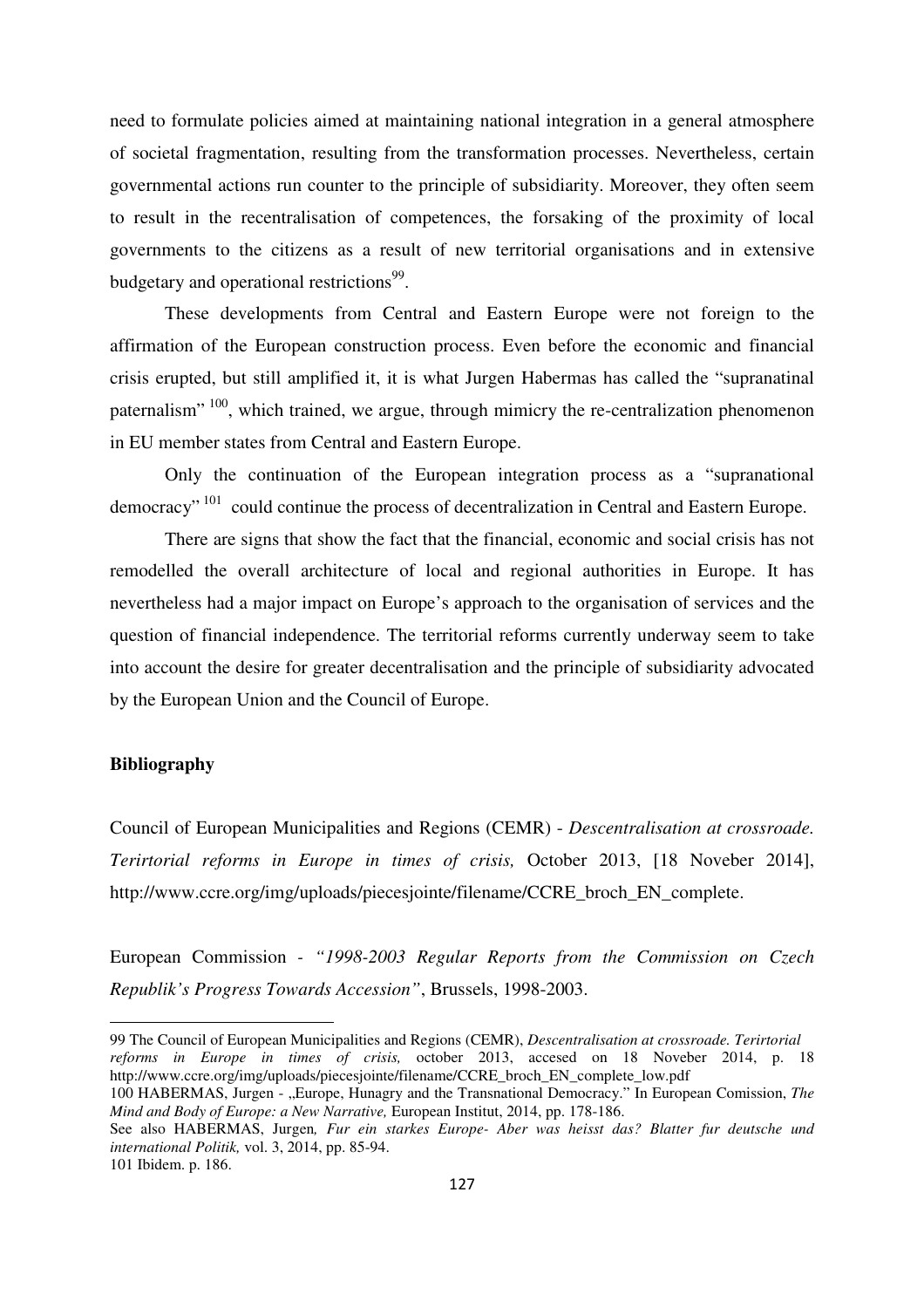need to formulate policies aimed at maintaining national integration in a general atmosphere of societal fragmentation, resulting from the transformation processes. Nevertheless, certain governmental actions run counter to the principle of subsidiarity. Moreover, they often seem to result in the recentralisation of competences, the forsaking of the proximity of local governments to the citizens as a result of new territorial organisations and in extensive budgetary and operational restrictions[99].

These developments from Central and Eastern Europe were not foreign to the affirmation of the European construction process. Even before the economic and financial crisis erupted, but still amplified it, it is what Jurgen Habermas has called the "supranatinal paternalism" [100], which trained, we argue, through mimicry the re-centralization phenomenon in EU member states from Central and Eastern Europe.

Only the continuation of the European integration process as a "supranational democracy" [101] could continue the process of decentralization in Central and Eastern Europe.

There are signs that show the fact that the financial, economic and social crisis has not remodelled the overall architecture of local and regional authorities in Europe. It has nevertheless had a major impact on Europe's approach to the organisation of services and the question of financial independence. The territorial reforms currently underway seem to take into account the desire for greater decentralisation and the principle of subsidiarity advocated by the European Union and the Council of Europe.

**Bibliography**

Council of European Municipalities and Regions (CEMR) - *Descentralisation at crossroade. Terirtorial reforms in Europe in times of crisis,* October 2013, [18 Noveber 2014], http://www.ccre.org/img/uploads/piecesjointe/filename/CCRE_broch_EN_complete.

European Commission - *"1998-2003 Regular Reports from the Commission on Czech Republik's Progress Towards Accession"*, Brussels, 1998-2003.

---

99 The Council of European Municipalities and Regions (CEMR), *Descentralisation at crossroade. Terirtorial reforms in Europe in times of crisis,* october 2013, accesed on 18 Noveber 2014, p. 18 http://www.ccre.org/img/uploads/piecesjointe/filename/CCRE_broch_EN_complete_low.pdf

100 HABERMAS, Jurgen - „Europe, Hunagry and the Transnational Democracy." In European Comission, *The Mind and Body of Europe: a New Narrative,* European Institut, 2014, pp. 178-186.

See also HABERMAS, Jurgen*, Fur ein starkes Europe- Aber was heisst das? Blatter fur deutsche und international Politik,* vol. 3, 2014, pp. 85-94.

101 Ibidem. p. 186.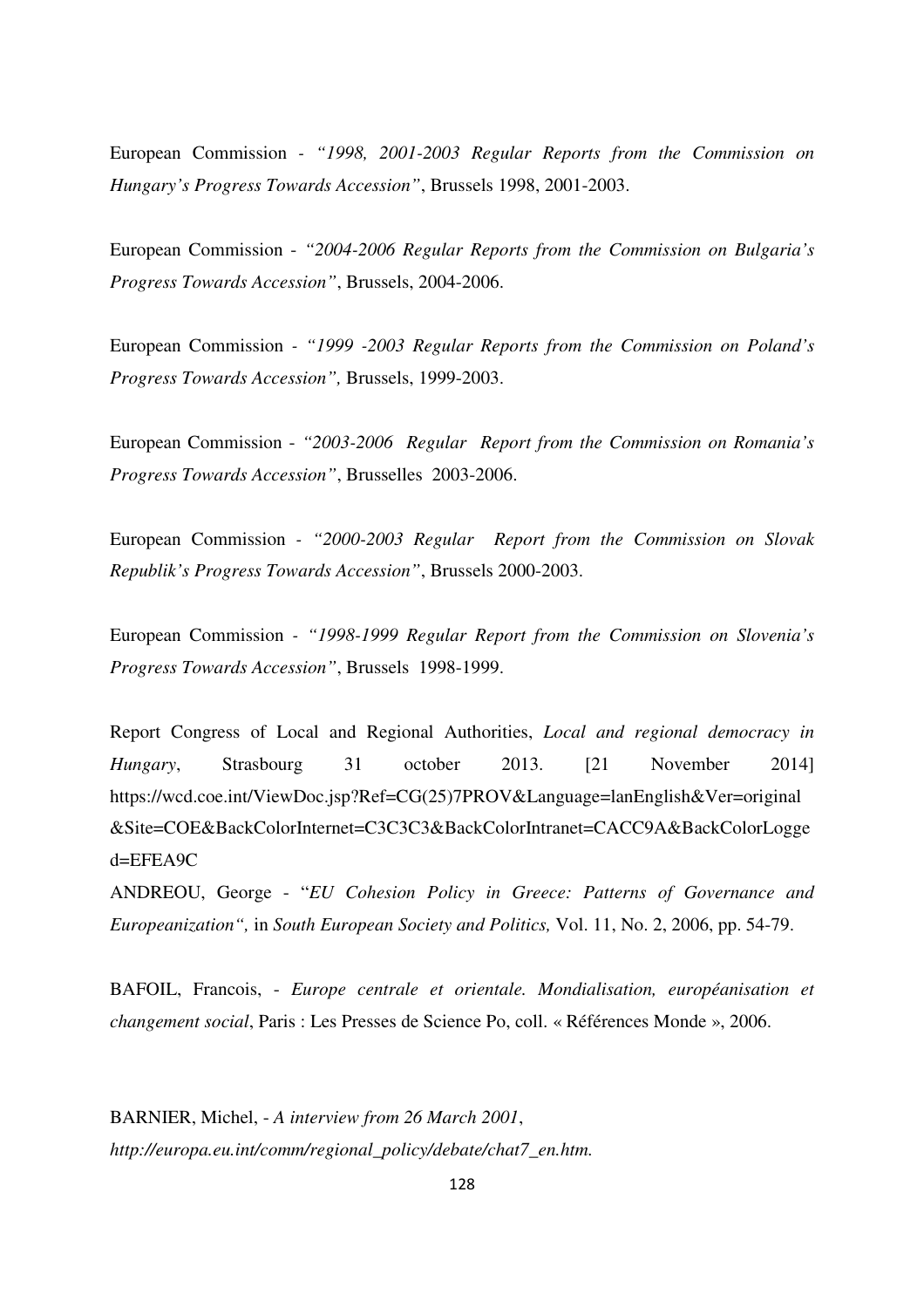European Commission - *"1998, 2001-2003 Regular Reports from the Commission on Hungary's Progress Towards Accession"*, Brussels 1998, 2001-2003.

European Commission - *"2004-2006 Regular Reports from the Commission on Bulgaria's Progress Towards Accession"*, Brussels, 2004-2006.

European Commission - *"1999 -2003 Regular Reports from the Commission on Poland's Progress Towards Accession",* Brussels, 1999-2003.

European Commission - *"2003-2006 Regular Report from the Commission on Romania's Progress Towards Accession"*, Brusselles 2003-2006.

European Commission - *"2000-2003 Regular Report from the Commission on Slovak Republik's Progress Towards Accession"*, Brussels 2000-2003.

European Commission - *"1998-1999 Regular Report from the Commission on Slovenia's Progress Towards Accession"*, Brussels 1998-1999.

Report Congress of Local and Regional Authorities, *Local and regional democracy in Hungary*, Strasbourg 31 october 2013. [21 November 2014] https://wcd.coe.int/ViewDoc.jsp?Ref=CG(25)7PROV&Language=lanEnglish&Ver=original&Site=COE&BackColorInternet=C3C3C3&BackColorIntranet=CACC9A&BackColorLogged=EFEA9C

ANDREOU, George - "*EU Cohesion Policy in Greece: Patterns of Governance and Europeanization",* in *South European Society and Politics,* Vol. 11, No. 2, 2006, pp. 54-79.

BAFOIL, Francois, - *Europe centrale et orientale. Mondialisation, européanisation et changement social*, Paris : Les Presses de Science Po, coll. « Références Monde », 2006.

BARNIER, Michel, - *A interview from 26 March 2001*, *http://europa.eu.int/comm/regional_policy/debate/chat7_en.htm.*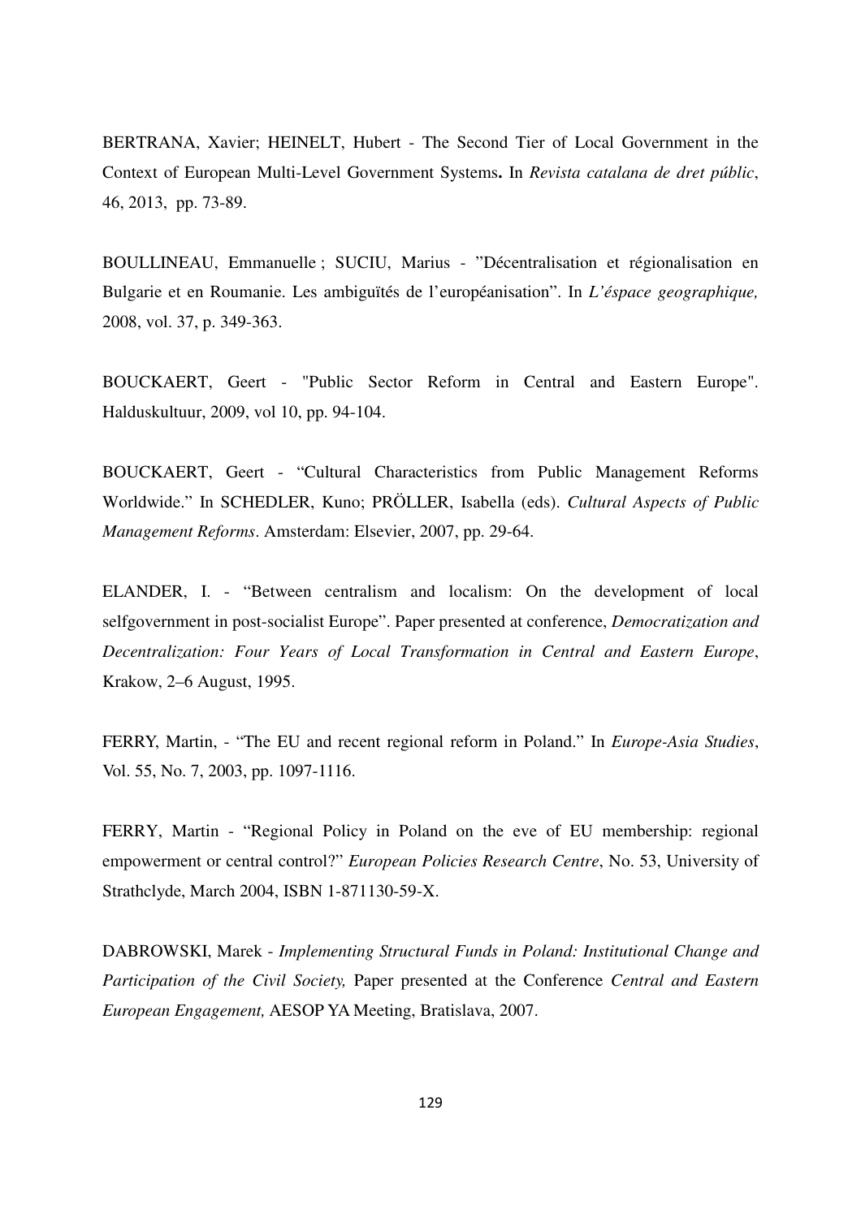BERTRANA, Xavier; HEINELT, Hubert - The Second Tier of Local Government in the Context of European Multi-Level Government Systems**.** In *Revista catalana de dret públic*, 46, 2013, pp. 73-89.

BOULLINEAU, Emmanuelle ; SUCIU, Marius - "Décentralisation et régionalisation en Bulgarie et en Roumanie. Les ambiguïtés de l'européanisation". In *L'éspace geographique,* 2008, vol. 37, p. 349-363.

BOUCKAERT, Geert - "Public Sector Reform in Central and Eastern Europe". Halduskultuur, 2009, vol 10, pp. 94-104.

BOUCKAERT, Geert - "Cultural Characteristics from Public Management Reforms Worldwide." In SCHEDLER, Kuno; PRÖLLER, Isabella (eds). *Cultural Aspects of Public Management Reforms*. Amsterdam: Elsevier, 2007, pp. 29-64.

ELANDER, I. - "Between centralism and localism: On the development of local selfgovernment in post-socialist Europe". Paper presented at conference, *Democratization and Decentralization: Four Years of Local Transformation in Central and Eastern Europe*, Krakow, 2–6 August, 1995.

FERRY, Martin, - "The EU and recent regional reform in Poland." In *Europe-Asia Studies*, Vol. 55, No. 7, 2003, pp. 1097-1116.

FERRY, Martin - "Regional Policy in Poland on the eve of EU membership: regional empowerment or central control?" *European Policies Research Centre*, No. 53, University of Strathclyde, March 2004, ISBN 1-871130-59-X.

DABROWSKI, Marek - *Implementing Structural Funds in Poland: Institutional Change and Participation of the Civil Society,* Paper presented at the Conference *Central and Eastern European Engagement,* AESOP YA Meeting, Bratislava, 2007.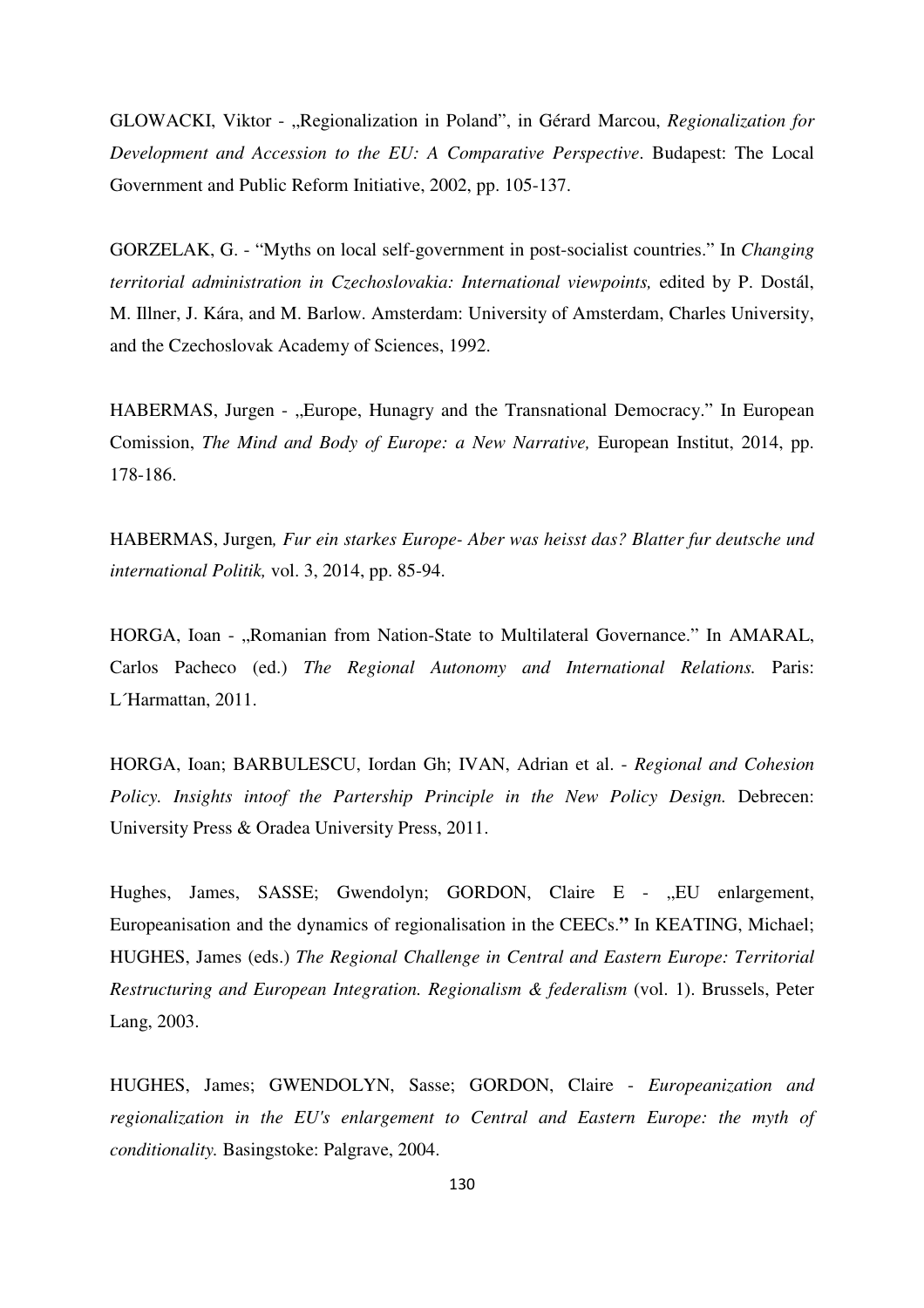GLOWACKI, Viktor - „Regionalization in Poland", in Gérard Marcou, *Regionalization for Development and Accession to the EU: A Comparative Perspective*. Budapest: The Local Government and Public Reform Initiative, 2002, pp. 105-137.

GORZELAK, G. - "Myths on local self-government in post-socialist countries." In *Changing territorial administration in Czechoslovakia: International viewpoints,* edited by P. Dostál, M. Illner, J. Kára, and M. Barlow. Amsterdam: University of Amsterdam, Charles University, and the Czechoslovak Academy of Sciences, 1992.

HABERMAS, Jurgen - „Europe, Hunagry and the Transnational Democracy." In European Comission, *The Mind and Body of Europe: a New Narrative,* European Institut, 2014, pp. 178-186.

HABERMAS, Jurgen*, Fur ein starkes Europe- Aber was heisst das? Blatter fur deutsche und international Politik,* vol. 3, 2014, pp. 85-94.

HORGA, Ioan - „Romanian from Nation-State to Multilateral Governance." In AMARAL, Carlos Pacheco (ed.) *The Regional Autonomy and International Relations.* Paris: L´Harmattan, 2011.

HORGA, Ioan; BARBULESCU, Iordan Gh; IVAN, Adrian et al. - *Regional and Cohesion Policy. Insights intoof the Partership Principle in the New Policy Design.* Debrecen: University Press & Oradea University Press, 2011.

Hughes, James, SASSE; Gwendolyn; GORDON, Claire E - „EU enlargement, Europeanisation and the dynamics of regionalisation in the CEECs.**"** In KEATING, Michael; HUGHES, James (eds.) *The Regional Challenge in Central and Eastern Europe: Territorial Restructuring and European Integration. Regionalism & federalism* (vol. 1). Brussels, Peter Lang, 2003.

HUGHES, James; GWENDOLYN, Sasse; GORDON, Claire - *Europeanization and regionalization in the EU's enlargement to Central and Eastern Europe: the myth of conditionality.* Basingstoke: Palgrave, 2004.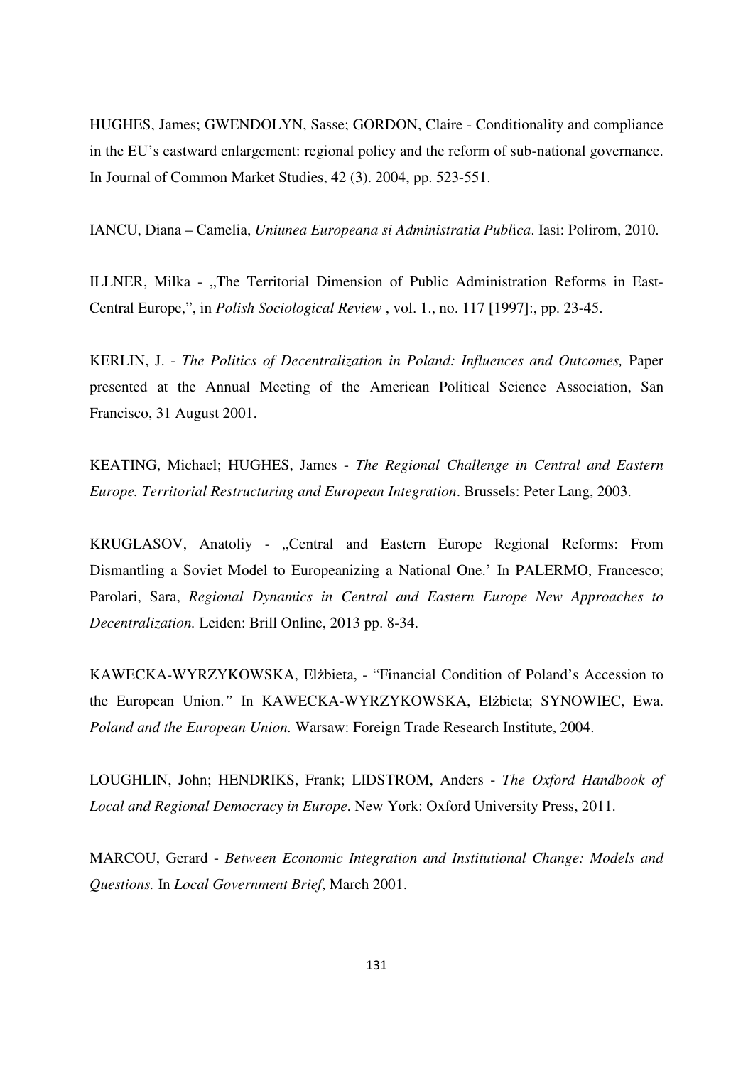HUGHES, James; GWENDOLYN, Sasse; GORDON, Claire - Conditionality and compliance in the EU's eastward enlargement: regional policy and the reform of sub-national governance. In Journal of Common Market Studies, 42 (3). 2004, pp. 523-551.

IANCU, Diana – Camelia, *Uniunea Europeana si Administratia Publica*. Iasi: Polirom, 2010.

ILLNER, Milka - „The Territorial Dimension of Public Administration Reforms in East-Central Europe,", in *Polish Sociological Review* , vol. 1., no. 117 [1997]:, pp. 23-45.

KERLIN, J. - *The Politics of Decentralization in Poland: Influences and Outcomes,* Paper presented at the Annual Meeting of the American Political Science Association, San Francisco, 31 August 2001.

KEATING, Michael; HUGHES, James - *The Regional Challenge in Central and Eastern Europe. Territorial Restructuring and European Integration*. Brussels: Peter Lang, 2003.

KRUGLASOV, Anatoliy - „Central and Eastern Europe Regional Reforms: From Dismantling a Soviet Model to Europeanizing a National One.' In PALERMO, Francesco; Parolari, Sara, *Regional Dynamics in Central and Eastern Europe New Approaches to Decentralization.* Leiden: Brill Online, 2013 pp. 8-34.

KAWECKA-WYRZYKOWSKA, Elżbieta, - "Financial Condition of Poland's Accession to the European Union.*"* In KAWECKA-WYRZYKOWSKA, Elżbieta; SYNOWIEC, Ewa. *Poland and the European Union.* Warsaw: Foreign Trade Research Institute, 2004.

LOUGHLIN, John; HENDRIKS, Frank; LIDSTROM, Anders - *The Oxford Handbook of Local and Regional Democracy in Europe*. New York: Oxford University Press, 2011.

MARCOU, Gerard - *Between Economic Integration and Institutional Change: Models and Questions.* In *Local Government Brief*, March 2001.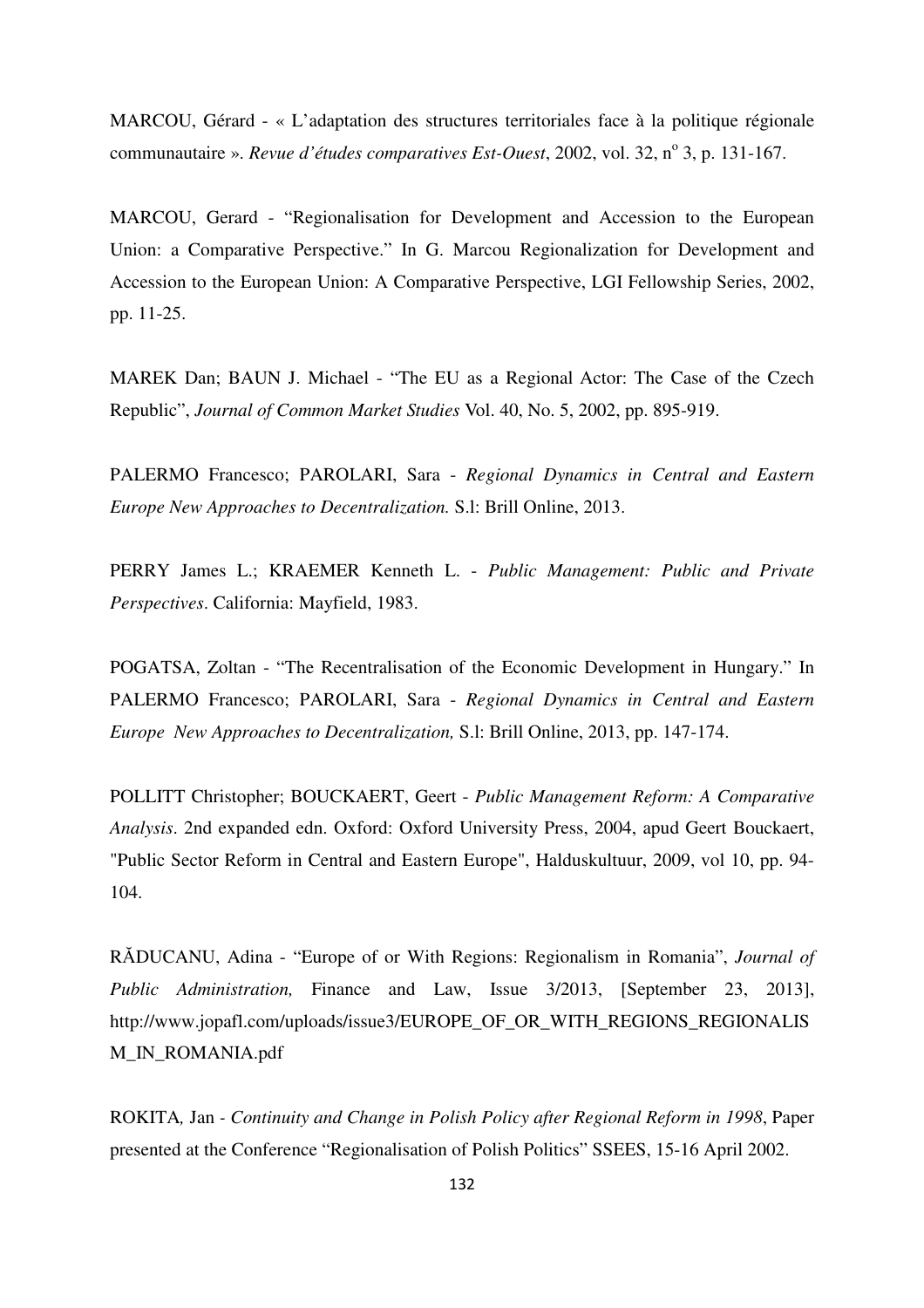MARCOU, Gérard - « L'adaptation des structures territoriales face à la politique régionale communautaire ». *Revue d'études comparatives Est-Ouest*, 2002, vol. 32, n° 3, p. 131-167.

MARCOU, Gerard - "Regionalisation for Development and Accession to the European Union: a Comparative Perspective." In G. Marcou Regionalization for Development and Accession to the European Union: A Comparative Perspective, LGI Fellowship Series, 2002, pp. 11-25.

MAREK Dan; BAUN J. Michael - "The EU as a Regional Actor: The Case of the Czech Republic", *Journal of Common Market Studies* Vol. 40, No. 5, 2002, pp. 895-919.

PALERMO Francesco; PAROLARI, Sara - *Regional Dynamics in Central and Eastern Europe New Approaches to Decentralization.* S.l: Brill Online, 2013.

PERRY James L.; KRAEMER Kenneth L. - *Public Management: Public and Private Perspectives*. California: Mayfield, 1983.

POGATSA, Zoltan - "The Recentralisation of the Economic Development in Hungary." In PALERMO Francesco; PAROLARI, Sara - *Regional Dynamics in Central and Eastern Europe New Approaches to Decentralization,* S.l: Brill Online, 2013, pp. 147-174.

POLLITT Christopher; BOUCKAERT, Geert - *Public Management Reform: A Comparative Analysis*. 2nd expanded edn. Oxford: Oxford University Press, 2004, apud Geert Bouckaert, "Public Sector Reform in Central and Eastern Europe", Halduskultuur, 2009, vol 10, pp. 94-104.

RĂDUCANU, Adina - "Europe of or With Regions: Regionalism in Romania", *Journal of Public Administration,* Finance and Law, Issue 3/2013, [September 23, 2013], http://www.jopafl.com/uploads/issue3/EUROPE_OF_OR_WITH_REGIONS_REGIONALISM_IN_ROMANIA.pdf

ROKITA*,* Jan - *Continuity and Change in Polish Policy after Regional Reform in 1998*, Paper presented at the Conference "Regionalisation of Polish Politics" SSEES, 15-16 April 2002.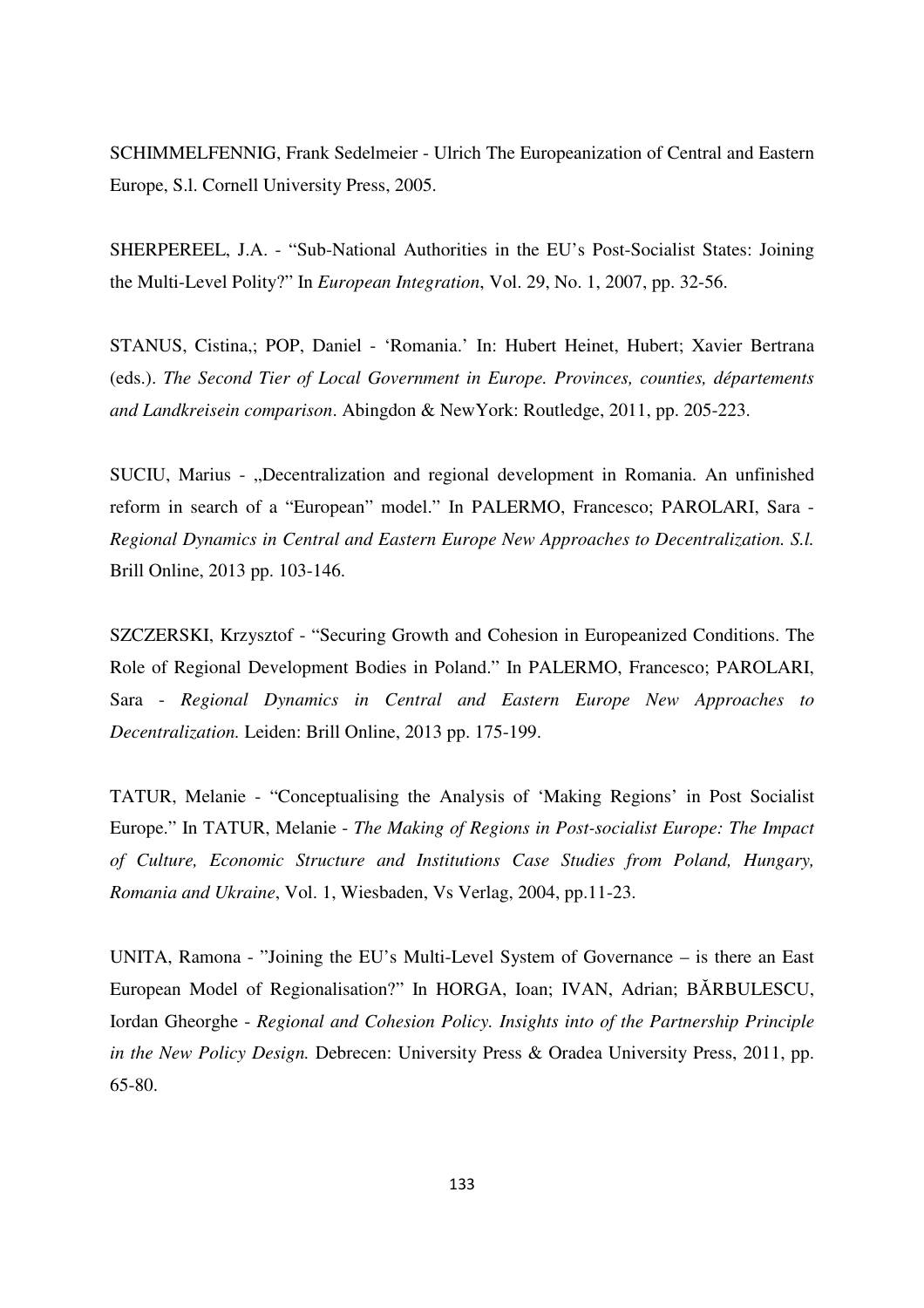SCHIMMELFENNIG, Frank Sedelmeier - Ulrich The Europeanization of Central and Eastern Europe, S.l. Cornell University Press, 2005.

SHERPEREEL, J.A. - "Sub-National Authorities in the EU's Post-Socialist States: Joining the Multi-Level Polity?" In *European Integration*, Vol. 29, No. 1, 2007, pp. 32-56.

STANUS, Cistina,; POP, Daniel - 'Romania.' In: Hubert Heinet, Hubert; Xavier Bertrana (eds.). *The Second Tier of Local Government in Europe. Provinces, counties, départements and Landkreisein comparison*. Abingdon & NewYork: Routledge, 2011, pp. 205-223.

SUCIU, Marius - „Decentralization and regional development in Romania. An unfinished reform in search of a "European" model." In PALERMO, Francesco; PAROLARI, Sara - *Regional Dynamics in Central and Eastern Europe New Approaches to Decentralization. S.l.* Brill Online, 2013 pp. 103-146.

SZCZERSKI, Krzysztof - "Securing Growth and Cohesion in Europeanized Conditions. The Role of Regional Development Bodies in Poland." In PALERMO, Francesco; PAROLARI, Sara - *Regional Dynamics in Central and Eastern Europe New Approaches to Decentralization.* Leiden: Brill Online, 2013 pp. 175-199.

TATUR, Melanie - "Conceptualising the Analysis of 'Making Regions' in Post Socialist Europe." In TATUR, Melanie - *The Making of Regions in Post-socialist Europe: The Impact of Culture, Economic Structure and Institutions Case Studies from Poland, Hungary, Romania and Ukraine*, Vol. 1, Wiesbaden, Vs Verlag, 2004, pp.11-23.

UNITA, Ramona - "Joining the EU's Multi-Level System of Governance – is there an East European Model of Regionalisation?" In HORGA, Ioan; IVAN, Adrian; BĂRBULESCU, Iordan Gheorghe - *Regional and Cohesion Policy. Insights into of the Partnership Principle in the New Policy Design.* Debrecen: University Press & Oradea University Press, 2011, pp. 65-80.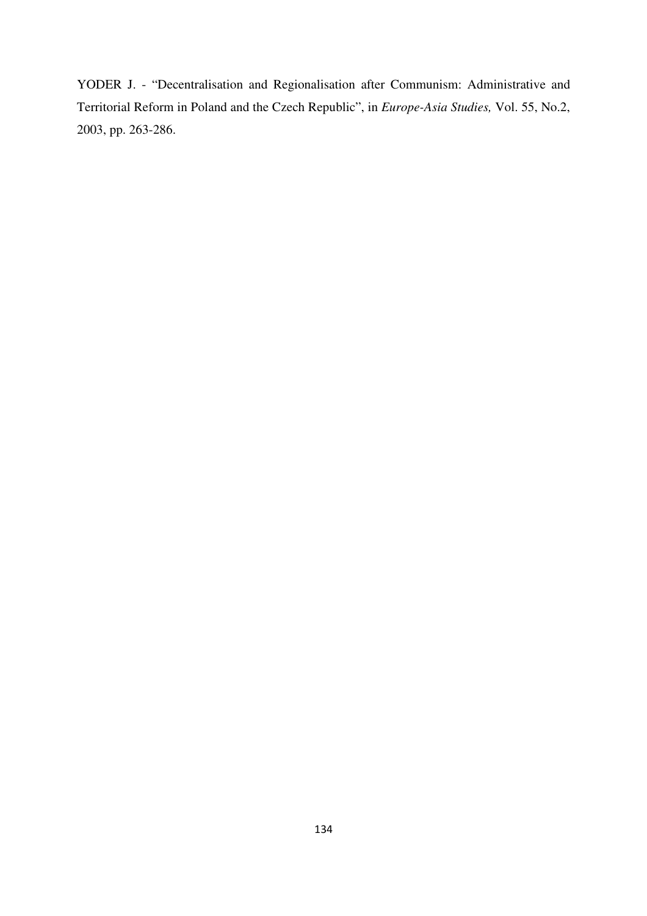YODER J. - "Decentralisation and Regionalisation after Communism: Administrative and Territorial Reform in Poland and the Czech Republic", in *Europe-Asia Studies,* Vol. 55, No.2, 2003, pp. 263-286.